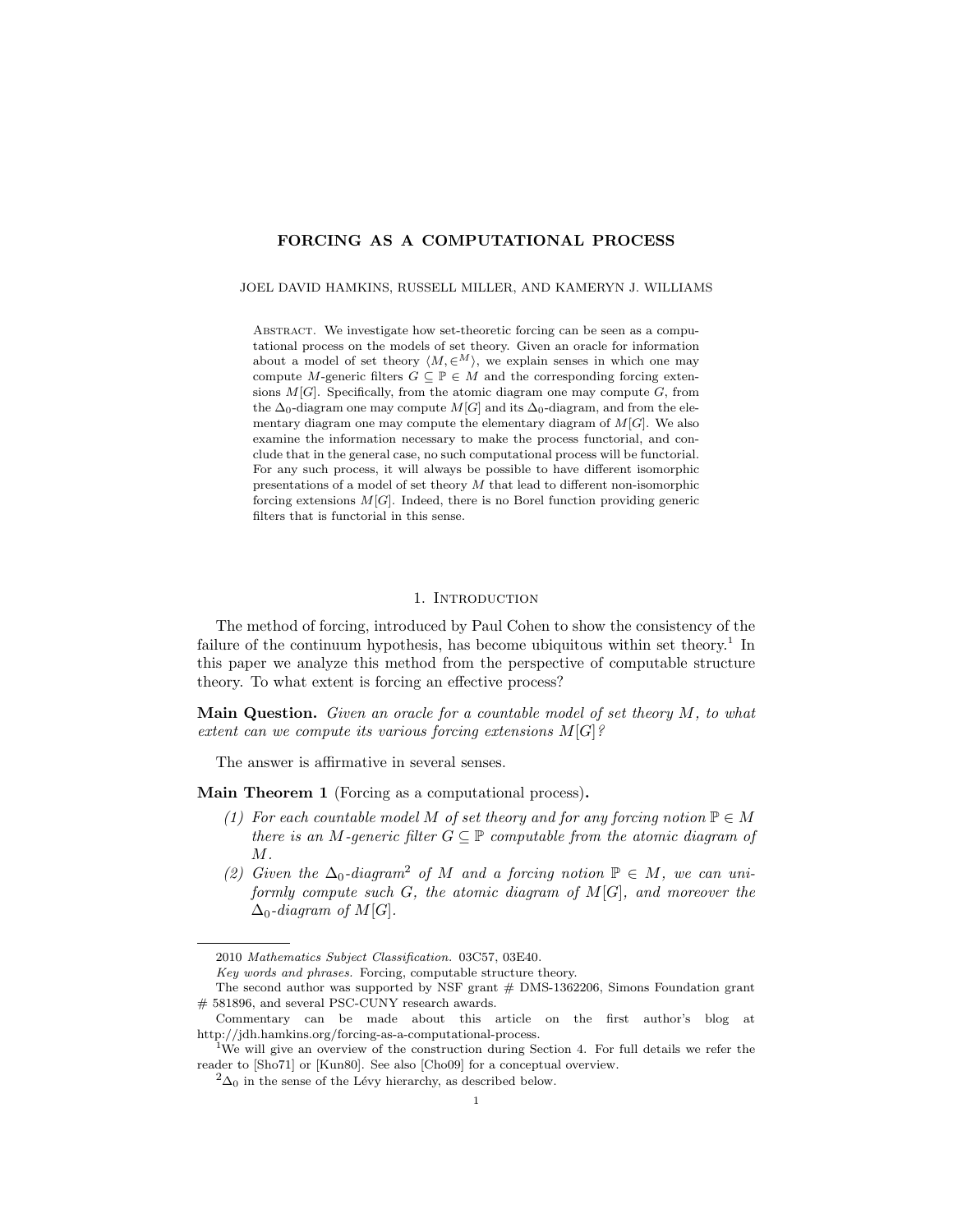# FORCING AS A COMPUTATIONAL PROCESS

JOEL DAVID HAMKINS, RUSSELL MILLER, AND KAMERYN J. WILLIAMS

Abstract. We investigate how set-theoretic forcing can be seen as a computational process on the models of set theory. Given an oracle for information about a model of set theory $\langle M, \in^M \rangle$, we explain senses in which one may compute $M$-generic filters $G \subseteq \mathbb{P} \in M$ and the corresponding forcing extensions $M[G]$. Specifically, from the atomic diagram one may compute $G$, from the $\Delta_0$-diagram one may compute $M[G]$ and its $\Delta_0$-diagram, and from the elementary diagram one may compute the elementary diagram of $M[G]$. We also examine the information necessary to make the process functorial, and conclude that in the general case, no such computational process will be functorial. For any such process, it will always be possible to have different isomorphic presentations of a model of set theory $M$ that lead to different non-isomorphic forcing extensions $M[G]$. Indeed, there is no Borel function providing generic filters that is functorial in this sense.

## 1. Introduction

The method of forcing, introduced by Paul Cohen to show the consistency of the failure of the continuum hypothesis, has become ubiquitous within set theory.[1] In this paper we analyze this method from the perspective of computable structure theory. To what extent is forcing an effective process?

**Main Question.** *Given an oracle for a countable model of set theory $M$, to what extent can we compute its various forcing extensions $M[G]$?*

The answer is affirmative in several senses.

**Main Theorem 1** (Forcing as a computational process)**.**

1. *For each countable model $M$ of set theory and for any forcing notion $\mathbb{P} \in M$ there is an $M$-generic filter $G \subseteq \mathbb{P}$ computable from the atomic diagram of $M$.*
2. *Given the $\Delta_0$-diagram[2] of $M$ and a forcing notion $\mathbb{P} \in M$, we can uniformly compute such $G$, the atomic diagram of $M[G]$, and moreover the $\Delta_0$-diagram of $M[G]$.*

---

2010 *Mathematics Subject Classification.* 03C57, 03E40.

*Key words and phrases.* Forcing, computable structure theory.

The second author was supported by NSF grant # DMS-1362206, Simons Foundation grant # 581896, and several PSC-CUNY research awards.

Commentary can be made about this article on the first author's blog at http://jdh.hamkins.org/forcing-as-a-computational-process.

[1] We will give an overview of the construction during Section 4. For full details we refer the reader to [Sho71] or [Kun80]. See also [Cho09] for a conceptual overview.

[2] $\Delta_0$ in the sense of the Lévy hierarchy, as described below.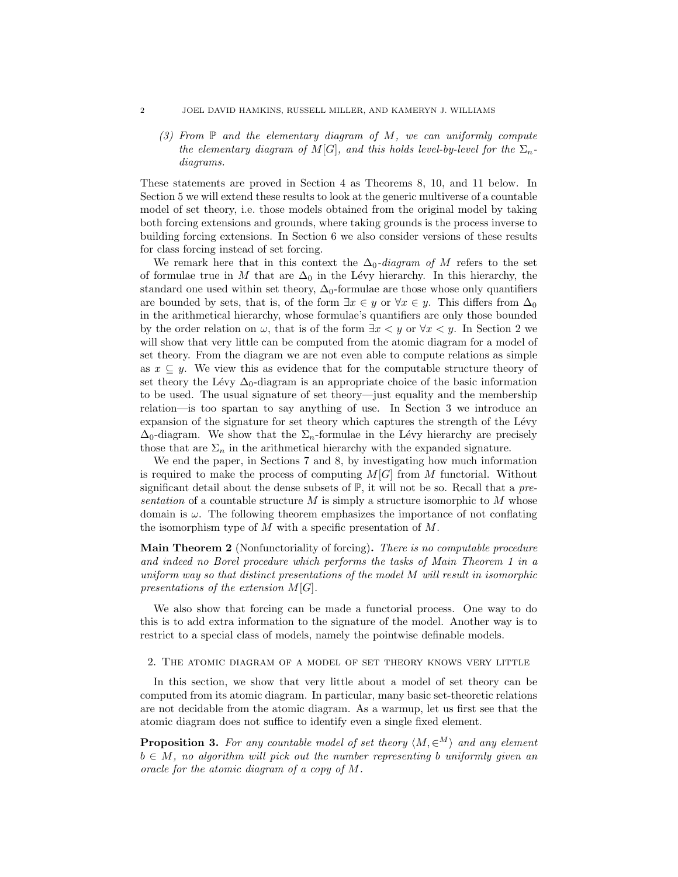(3) *From $\mathbb{P}$ and the elementary diagram of $M$, we can uniformly compute the elementary diagram of $M[G]$, and this holds level-by-level for the $\Sigma_n$-diagrams.*

These statements are proved in Section 4 as Theorems 8, 10, and 11 below. In Section 5 we will extend these results to look at the generic multiverse of a countable model of set theory, i.e. those models obtained from the original model by taking both forcing extensions and grounds, where taking grounds is the process inverse to building forcing extensions. In Section 6 we also consider versions of these results for class forcing instead of set forcing.

We remark here that in this context the *$\Delta_0$-diagram of $M$* refers to the set of formulae true in $M$ that are $\Delta_0$ in the Lévy hierarchy. In this hierarchy, the standard one used within set theory, $\Delta_0$-formulae are those whose only quantifiers are bounded by sets, that is, of the form $\exists x \in y$ or $\forall x \in y$. This differs from $\Delta_0$ in the arithmetical hierarchy, whose formulae's quantifiers are only those bounded by the order relation on $\omega$, that is of the form $\exists x < y$ or $\forall x < y$. In Section 2 we will show that very little can be computed from the atomic diagram for a model of set theory. From the diagram we are not even able to compute relations as simple as $x \subseteq y$. We view this as evidence that for the computable structure theory of set theory the Lévy $\Delta_0$-diagram is an appropriate choice of the basic information to be used. The usual signature of set theory—just equality and the membership relation—is too spartan to say anything of use. In Section 3 we introduce an expansion of the signature for set theory which captures the strength of the Lévy $\Delta_0$-diagram. We show that the $\Sigma_n$-formulae in the Lévy hierarchy are precisely those that are $\Sigma_n$ in the arithmetical hierarchy with the expanded signature.

We end the paper, in Sections 7 and 8, by investigating how much information is required to make the process of computing $M[G]$ from $M$ functorial. Without significant detail about the dense subsets of $\mathbb{P}$, it will not be so. Recall that a *presentation* of a countable structure $M$ is simply a structure isomorphic to $M$ whose domain is $\omega$. The following theorem emphasizes the importance of not conflating the isomorphism type of $M$ with a specific presentation of $M$.

**Main Theorem 2** (Nonfunctoriality of forcing)**.** *There is no computable procedure and indeed no Borel procedure which performs the tasks of Main Theorem 1 in a uniform way so that distinct presentations of the model $M$ will result in isomorphic presentations of the extension $M[G]$.*

We also show that forcing can be made a functorial process. One way to do this is to add extra information to the signature of the model. Another way is to restrict to a special class of models, namely the pointwise definable models.

## 2. The atomic diagram of a model of set theory knows very little

In this section, we show that very little about a model of set theory can be computed from its atomic diagram. In particular, many basic set-theoretic relations are not decidable from the atomic diagram. As a warmup, let us first see that the atomic diagram does not suffice to identify even a single fixed element.

**Proposition 3.** *For any countable model of set theory $\langle M, \in^M \rangle$ and any element $b \in M$, no algorithm will pick out the number representing $b$ uniformly given an oracle for the atomic diagram of a copy of $M$.*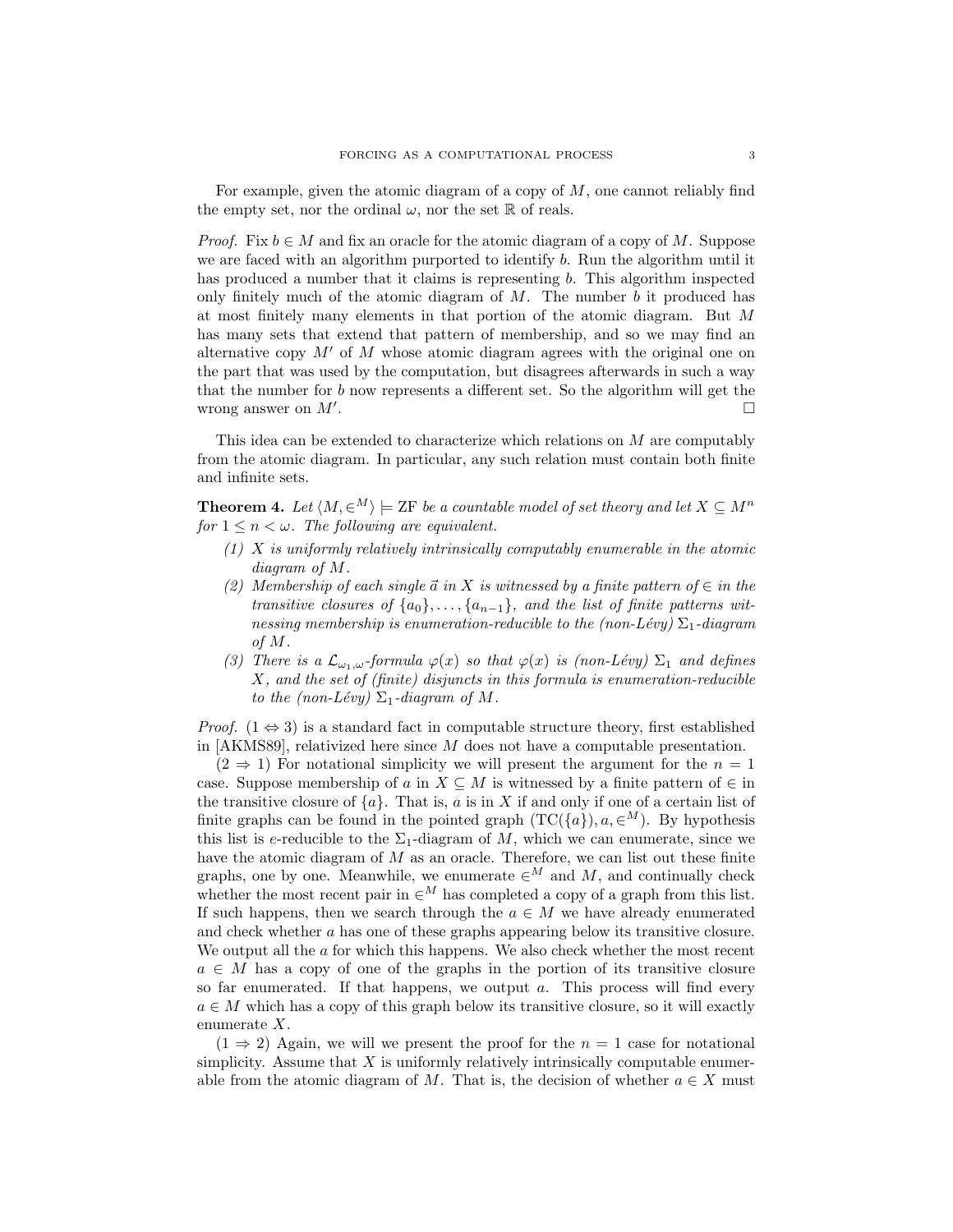For example, given the atomic diagram of a copy of $M$, one cannot reliably find the empty set, nor the ordinal $\omega$, nor the set $\mathbb{R}$ of reals.

*Proof.* Fix $b \in M$ and fix an oracle for the atomic diagram of a copy of $M$. Suppose we are faced with an algorithm purported to identify $b$. Run the algorithm until it has produced a number that it claims is representing $b$. This algorithm inspected only finitely much of the atomic diagram of $M$. The number $b$ it produced has at most finitely many elements in that portion of the atomic diagram. But $M$ has many sets that extend that pattern of membership, and so we may find an alternative copy $M'$ of $M$ whose atomic diagram agrees with the original one on the part that was used by the computation, but disagrees afterwards in such a way that the number for $b$ now represents a different set. So the algorithm will get the wrong answer on $M'$. □

This idea can be extended to characterize which relations on $M$ are computably from the atomic diagram. In particular, any such relation must contain both finite and infinite sets.

**Theorem 4.** *Let $\langle M, \in^M \rangle \models \mathrm{ZF}$ be a countable model of set theory and let $X \subseteq M^n$ for $1 \leq n < \omega$. The following are equivalent.*

1. *$X$ is uniformly relatively intrinsically computably enumerable in the atomic diagram of $M$.*
2. *Membership of each single $\vec{a}$ in $X$ is witnessed by a finite pattern of $\in$ in the transitive closures of $\{a_0\}, \ldots, \{a_{n-1}\}$, and the list of finite patterns witnessing membership is enumeration-reducible to the (non-Lévy) $\Sigma_1$-diagram of $M$.*
3. *There is a $\mathcal{L}_{\omega_1,\omega}$-formula $\varphi(x)$ so that $\varphi(x)$ is (non-Lévy) $\Sigma_1$ and defines $X$, and the set of (finite) disjuncts in this formula is enumeration-reducible to the (non-Lévy) $\Sigma_1$-diagram of $M$.*

*Proof.* ($1 \Leftrightarrow 3$) is a standard fact in computable structure theory, first established in [AKMS89], relativized here since $M$ does not have a computable presentation.

($2 \Rightarrow 1$) For notational simplicity we will present the argument for the $n = 1$ case. Suppose membership of $a$ in $X \subseteq M$ is witnessed by a finite pattern of $\in$ in the transitive closure of $\{a\}$. That is, $a$ is in $X$ if and only if one of a certain list of finite graphs can be found in the pointed graph $(\mathrm{TC}(\{a\}), a, \in^M)$. By hypothesis this list is $e$-reducible to the $\Sigma_1$-diagram of $M$, which we can enumerate, since we have the atomic diagram of $M$ as an oracle. Therefore, we can list out these finite graphs, one by one. Meanwhile, we enumerate $\in^M$ and $M$, and continually check whether the most recent pair in $\in^M$ has completed a copy of a graph from this list. If such happens, then we search through the $a \in M$ we have already enumerated and check whether $a$ has one of these graphs appearing below its transitive closure. We output all the $a$ for which this happens. We also check whether the most recent $a \in M$ has a copy of one of the graphs in the portion of its transitive closure so far enumerated. If that happens, we output $a$. This process will find every $a \in M$ which has a copy of this graph below its transitive closure, so it will exactly enumerate $X$.

($1 \Rightarrow 2$) Again, we will we present the proof for the $n = 1$ case for notational simplicity. Assume that $X$ is uniformly relatively intrinsically computable enumerable from the atomic diagram of $M$. That is, the decision of whether $a \in X$ must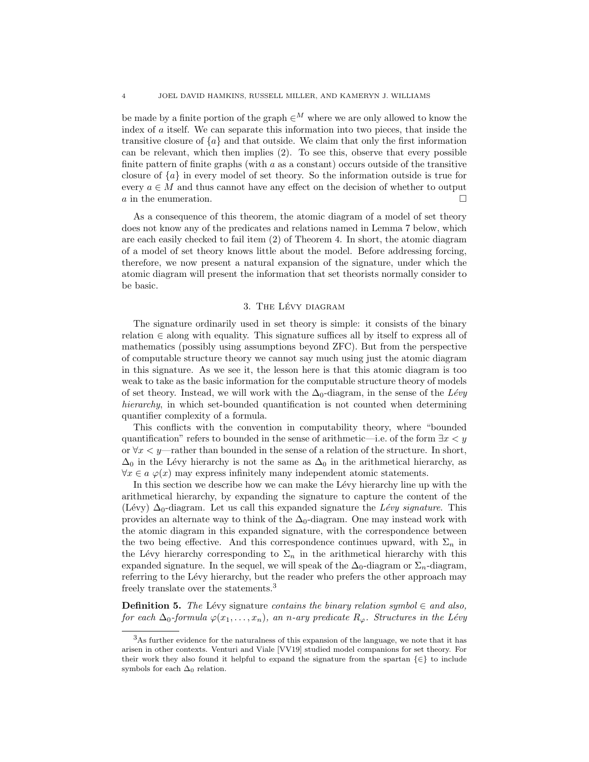be made by a finite portion of the graph $\in^M$ where we are only allowed to know the index of $a$ itself. We can separate this information into two pieces, that inside the transitive closure of $\{a\}$ and that outside. We claim that only the first information can be relevant, which then implies (2). To see this, observe that every possible finite pattern of finite graphs (with $a$ as a constant) occurs outside of the transitive closure of $\{a\}$ in every model of set theory. So the information outside is true for every $a \in M$ and thus cannot have any effect on the decision of whether to output $a$ in the enumeration. □

As a consequence of this theorem, the atomic diagram of a model of set theory does not know any of the predicates and relations named in Lemma 7 below, which are each easily checked to fail item (2) of Theorem 4. In short, the atomic diagram of a model of set theory knows little about the model. Before addressing forcing, therefore, we now present a natural expansion of the signature, under which the atomic diagram will present the information that set theorists normally consider to be basic.

## 3. The Lévy diagram

The signature ordinarily used in set theory is simple: it consists of the binary relation $\in$ along with equality. This signature suffices all by itself to express all of mathematics (possibly using assumptions beyond ZFC). But from the perspective of computable structure theory we cannot say much using just the atomic diagram in this signature. As we see it, the lesson here is that this atomic diagram is too weak to take as the basic information for the computable structure theory of models of set theory. Instead, we will work with the $\Delta_0$-diagram, in the sense of the *Lévy hierarchy*, in which set-bounded quantification is not counted when determining quantifier complexity of a formula.

This conflicts with the convention in computability theory, where "bounded quantification" refers to bounded in the sense of arithmetic—i.e. of the form $\exists x < y$ or $\forall x < y$—rather than bounded in the sense of a relation of the structure. In short, $\Delta_0$ in the Lévy hierarchy is not the same as $\Delta_0$ in the arithmetical hierarchy, as $\forall x \in a\ \varphi(x)$ may express infinitely many independent atomic statements.

In this section we describe how we can make the Lévy hierarchy line up with the arithmetical hierarchy, by expanding the signature to capture the content of the (Lévy) $\Delta_0$-diagram. Let us call this expanded signature the *Lévy signature*. This provides an alternate way to think of the $\Delta_0$-diagram. One may instead work with the atomic diagram in this expanded signature, with the correspondence between the two being effective. And this correspondence continues upward, with $\Sigma_n$ in the Lévy hierarchy corresponding to $\Sigma_n$ in the arithmetical hierarchy with this expanded signature. In the sequel, we will speak of the $\Delta_0$-diagram or $\Sigma_n$-diagram, referring to the Lévy hierarchy, but the reader who prefers the other approach may freely translate over the statements.[3]

**Definition 5.** *The* Lévy signature *contains the binary relation symbol $\in$ and also, for each $\Delta_0$-formula $\varphi(x_1, \ldots, x_n)$, an $n$-ary predicate $R_\varphi$. Structures in the Lévy*

[3]As further evidence for the naturalness of this expansion of the language, we note that it has arisen in other contexts. Venturi and Viale [VV19] studied model companions for set theory. For their work they also found it helpful to expand the signature from the spartan $\{\in\}$ to include symbols for each $\Delta_0$ relation.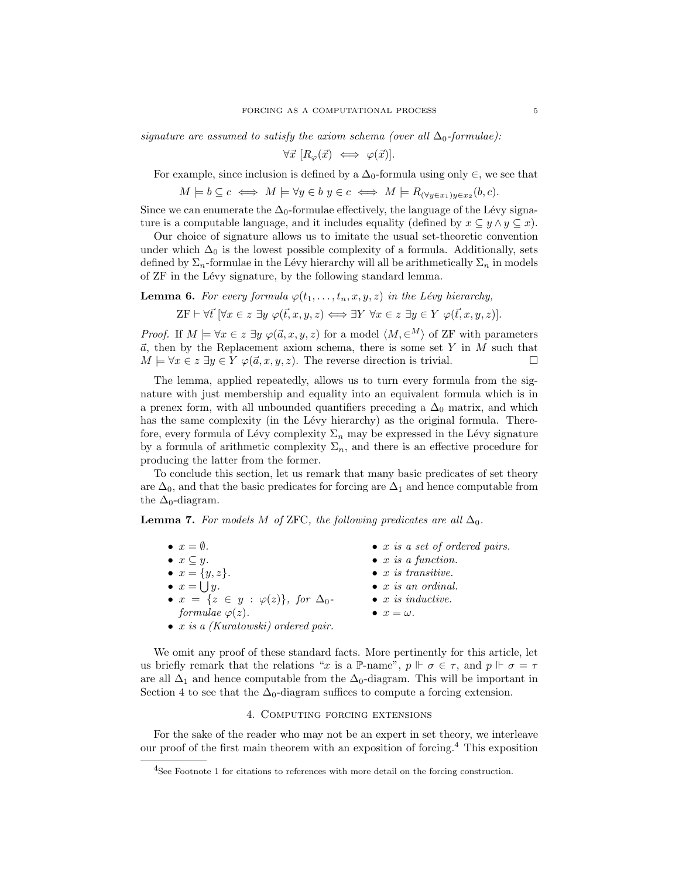*signature are assumed to satisfy the axiom schema (over all $\Delta_0$-formulae):*

$$\forall \vec{x}\ [R_\varphi(\vec{x}) \iff \varphi(\vec{x})].$$

For example, since inclusion is defined by a $\Delta_0$-formula using only $\in$, we see that

$$M \models b \subseteq c \iff M \models \forall y \in b\ y \in c \iff M \models R_{(\forall y \in x_1) y \in x_2}(b, c).$$

Since we can enumerate the $\Delta_0$-formulae effectively, the language of the Lévy signature is a computable language, and it includes equality (defined by $x \subseteq y \wedge y \subseteq x$).

Our choice of signature allows us to imitate the usual set-theoretic convention under which $\Delta_0$ is the lowest possible complexity of a formula. Additionally, sets defined by $\Sigma_n$-formulae in the Lévy hierarchy will all be arithmetically $\Sigma_n$ in models of ZF in the Lévy signature, by the following standard lemma.

**Lemma 6.** *For every formula $\varphi(t_1, \ldots, t_n, x, y, z)$ in the Lévy hierarchy,*

$$\mathrm{ZF} \vdash \forall \vec{t}\ [\forall x \in z\ \exists y\ \varphi(\vec{t}, x, y, z) \iff \exists Y\ \forall x \in z\ \exists y \in Y\ \varphi(\vec{t}, x, y, z)].$$

*Proof.* If $M \models \forall x \in z\ \exists y\ \varphi(\vec{a}, x, y, z)$ for a model $\langle M, \in^M \rangle$ of ZF with parameters $\vec{a}$, then by the Replacement axiom schema, there is some set $Y$ in $M$ such that $M \models \forall x \in z\ \exists y \in Y\ \varphi(\vec{a}, x, y, z)$. The reverse direction is trivial. $\square$

The lemma, applied repeatedly, allows us to turn every formula from the signature with just membership and equality into an equivalent formula which is in a prenex form, with all unbounded quantifiers preceding a $\Delta_0$ matrix, and which has the same complexity (in the Lévy hierarchy) as the original formula. Therefore, every formula of Lévy complexity $\Sigma_n$ may be expressed in the Lévy signature by a formula of arithmetic complexity $\Sigma_n$, and there is an effective procedure for producing the latter from the former.

To conclude this section, let us remark that many basic predicates of set theory are $\Delta_0$, and that the basic predicates for forcing are $\Delta_1$ and hence computable from the $\Delta_0$-diagram.

**Lemma 7.** *For models $M$ of ZFC, the following predicates are all $\Delta_0$.*

- $x = \emptyset$.
- $x \subseteq y$.
- $x = \{y, z\}$.
- $x = \bigcup y$.
- $x = \{z \in y : \varphi(z)\}$, *for $\Delta_0$-formulae $\varphi(z)$.*
- *$x$ is a (Kuratowski) ordered pair.*
- *$x$ is a set of ordered pairs.*
- *$x$ is a function.*
- *$x$ is transitive.*
- *$x$ is an ordinal.*
- *$x$ is inductive.*
- $x = \omega$.

We omit any proof of these standard facts. More pertinently for this article, let us briefly remark that the relations "$x$ is a $\mathbb{P}$-name", $p \Vdash \sigma \in \tau$, and $p \Vdash \sigma = \tau$ are all $\Delta_1$ and hence computable from the $\Delta_0$-diagram. This will be important in Section 4 to see that the $\Delta_0$-diagram suffices to compute a forcing extension.

## 4. Computing forcing extensions

For the sake of the reader who may not be an expert in set theory, we interleave our proof of the first main theorem with an exposition of forcing.[4] This exposition

[4] See Footnote 1 for citations to references with more detail on the forcing construction.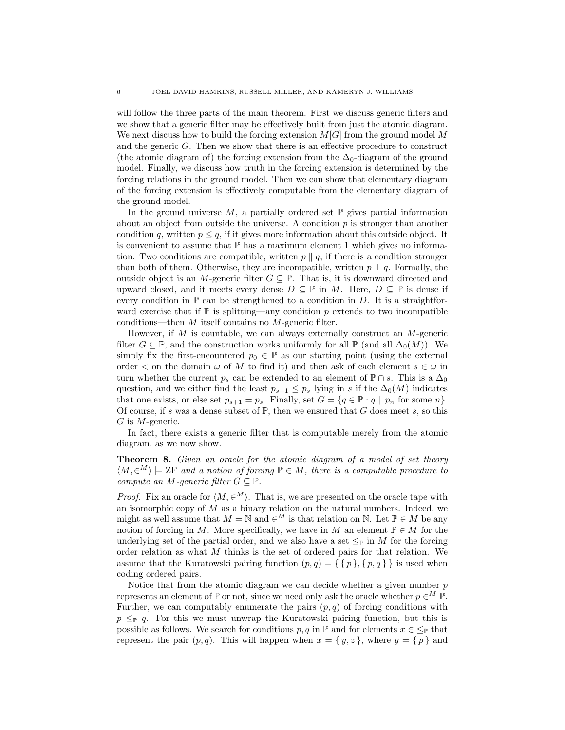will follow the three parts of the main theorem. First we discuss generic filters and we show that a generic filter may be effectively built from just the atomic diagram. We next discuss how to build the forcing extension $M[G]$ from the ground model $M$ and the generic $G$. Then we show that there is an effective procedure to construct (the atomic diagram of) the forcing extension from the $\Delta_0$-diagram of the ground model. Finally, we discuss how truth in the forcing extension is determined by the forcing relations in the ground model. Then we can show that elementary diagram of the forcing extension is effectively computable from the elementary diagram of the ground model.

In the ground universe $M$, a partially ordered set $\mathbb{P}$ gives partial information about an object from outside the universe. A condition $p$ is stronger than another condition $q$, written $p \leq q$, if it gives more information about this outside object. It is convenient to assume that $\mathbb{P}$ has a maximum element 1 which gives no information. Two conditions are compatible, written $p \parallel q$, if there is a condition stronger than both of them. Otherwise, they are incompatible, written $p \perp q$. Formally, the outside object is an $M$-generic filter $G \subseteq \mathbb{P}$. That is, it is downward directed and upward closed, and it meets every dense $D \subseteq \mathbb{P}$ in $M$. Here, $D \subseteq \mathbb{P}$ is dense if every condition in $\mathbb{P}$ can be strengthened to a condition in $D$. It is a straightforward exercise that if $\mathbb{P}$ is splitting—any condition $p$ extends to two incompatible conditions—then $M$ itself contains no $M$-generic filter.

However, if $M$ is countable, we can always externally construct an $M$-generic filter $G \subseteq \mathbb{P}$, and the construction works uniformly for all $\mathbb{P}$ (and all $\Delta_0(M)$). We simply fix the first-encountered $p_0 \in \mathbb{P}$ as our starting point (using the external order $<$ on the domain $\omega$ of $M$ to find it) and then ask of each element $s \in \omega$ in turn whether the current $p_s$ can be extended to an element of $\mathbb{P} \cap s$. This is a $\Delta_0$ question, and we either find the least $p_{s+1} \leq p_s$ lying in $s$ if the $\Delta_0(M)$ indicates that one exists, or else set $p_{s+1} = p_s$. Finally, set $G = \{q \in \mathbb{P} : q \parallel p_n \text{ for some } n\}$. Of course, if $s$ was a dense subset of $\mathbb{P}$, then we ensured that $G$ does meet $s$, so this $G$ is $M$-generic.

In fact, there exists a generic filter that is computable merely from the atomic diagram, as we now show.

**Theorem 8.** *Given an oracle for the atomic diagram of a model of set theory $\langle M, \in^M \rangle \models \mathrm{ZF}$ and a notion of forcing $\mathbb{P} \in M$, there is a computable procedure to compute an $M$-generic filter $G \subseteq \mathbb{P}$.*

*Proof.* Fix an oracle for $\langle M, \in^M \rangle$. That is, we are presented on the oracle tape with an isomorphic copy of $M$ as a binary relation on the natural numbers. Indeed, we might as well assume that $M = \mathbb{N}$ and $\in^M$ is that relation on $\mathbb{N}$. Let $\mathbb{P} \in M$ be any notion of forcing in $M$. More specifically, we have in $M$ an element $\mathbb{P} \in M$ for the underlying set of the partial order, and we also have a set $\leq_{\mathbb{P}}$ in $M$ for the forcing order relation as what $M$ thinks is the set of ordered pairs for that relation. We assume that the Kuratowski pairing function $(p, q) = \{\{p\}, \{p, q\}\}$ is used when coding ordered pairs.

Notice that from the atomic diagram we can decide whether a given number $p$ represents an element of $\mathbb{P}$ or not, since we need only ask the oracle whether $p \in^M \mathbb{P}$. Further, we can computably enumerate the pairs $(p, q)$ of forcing conditions with $p \leq_{\mathbb{P}} q$. For this we must unwrap the Kuratowski pairing function, but this is possible as follows. We search for conditions $p, q$ in $\mathbb{P}$ and for elements $x \in \leq_{\mathbb{P}}$ that represent the pair $(p, q)$. This will happen when $x = \{y, z\}$, where $y = \{p\}$ and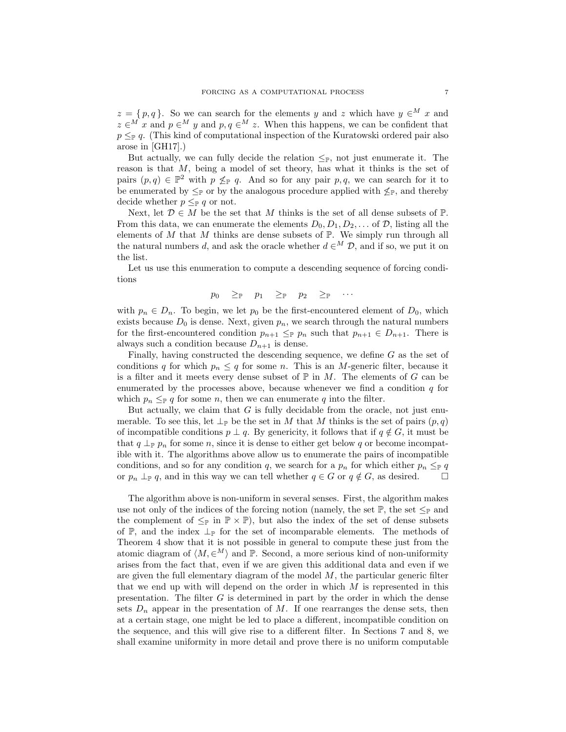$z = \{ p, q \}$. So we can search for the elements $y$ and $z$ which have $y \in^M x$ and $z \in^M x$ and $p \in^M y$ and $p, q \in^M z$. When this happens, we can be confident that $p \leq_{\mathbb{P}} q$. (This kind of computational inspection of the Kuratowski ordered pair also arose in [GH17].)

But actually, we can fully decide the relation $\leq_{\mathbb{P}}$, not just enumerate it. The reason is that $M$, being a model of set theory, has what it thinks is the set of pairs $(p, q) \in \mathbb{P}^2$ with $p \not\leq_{\mathbb{P}} q$. And so for any pair $p, q$, we can search for it to be enumerated by $\leq_{\mathbb{P}}$ or by the analogous procedure applied with $\not\leq_{\mathbb{P}}$, and thereby decide whether $p \leq_{\mathbb{P}} q$ or not.

Next, let $\mathcal{D} \in M$ be the set that $M$ thinks is the set of all dense subsets of $\mathbb{P}$. From this data, we can enumerate the elements $D_0, D_1, D_2, \ldots$ of $\mathcal{D}$, listing all the elements of $M$ that $M$ thinks are dense subsets of $\mathbb{P}$. We simply run through all the natural numbers $d$, and ask the oracle whether $d \in^M \mathcal{D}$, and if so, we put it on the list.

Let us use this enumeration to compute a descending sequence of forcing conditions

$$p_0 \quad \geq_{\mathbb{P}} \quad p_1 \quad \geq_{\mathbb{P}} \quad p_2 \quad \geq_{\mathbb{P}} \quad \cdots$$

with $p_n \in D_n$. To begin, we let $p_0$ be the first-encountered element of $D_0$, which exists because $D_0$ is dense. Next, given $p_n$, we search through the natural numbers for the first-encountered condition $p_{n+1} \leq_{\mathbb{P}} p_n$ such that $p_{n+1} \in D_{n+1}$. There is always such a condition because $D_{n+1}$ is dense.

Finally, having constructed the descending sequence, we define $G$ as the set of conditions $q$ for which $p_n \leq q$ for some $n$. This is an $M$-generic filter, because it is a filter and it meets every dense subset of $\mathbb{P}$ in $M$. The elements of $G$ can be enumerated by the processes above, because whenever we find a condition $q$ for which $p_n \leq_{\mathbb{P}} q$ for some $n$, then we can enumerate $q$ into the filter.

But actually, we claim that $G$ is fully decidable from the oracle, not just enumerable. To see this, let $\perp_{\mathbb{P}}$ be the set in $M$ that $M$ thinks is the set of pairs $(p, q)$ of incompatible conditions $p \perp q$. By genericity, it follows that if $q \notin G$, it must be that $q \perp_{\mathbb{P}} p_n$ for some $n$, since it is dense to either get below $q$ or become incompatible with it. The algorithms above allow us to enumerate the pairs of incompatible conditions, and so for any condition $q$, we search for a $p_n$ for which either $p_n \leq_{\mathbb{P}} q$ or $p_n \perp_{\mathbb{P}} q$, and in this way we can tell whether $q \in G$ or $q \notin G$, as desired. □

The algorithm above is non-uniform in several senses. First, the algorithm makes use not only of the indices of the forcing notion (namely, the set $\mathbb{P}$, the set $\leq_{\mathbb{P}}$ and the complement of $\leq_{\mathbb{P}}$ in $\mathbb{P} \times \mathbb{P}$), but also the index of the set of dense subsets of $\mathbb{P}$, and the index $\perp_{\mathbb{P}}$ for the set of incomparable elements. The methods of Theorem 4 show that it is not possible in general to compute these just from the atomic diagram of $\langle M, \in^M \rangle$ and $\mathbb{P}$. Second, a more serious kind of non-uniformity arises from the fact that, even if we are given this additional data and even if we are given the full elementary diagram of the model $M$, the particular generic filter that we end up with will depend on the order in which $M$ is represented in this presentation. The filter $G$ is determined in part by the order in which the dense sets $D_n$ appear in the presentation of $M$. If one rearranges the dense sets, then at a certain stage, one might be led to place a different, incompatible condition on the sequence, and this will give rise to a different filter. In Sections 7 and 8, we shall examine uniformity in more detail and prove there is no uniform computable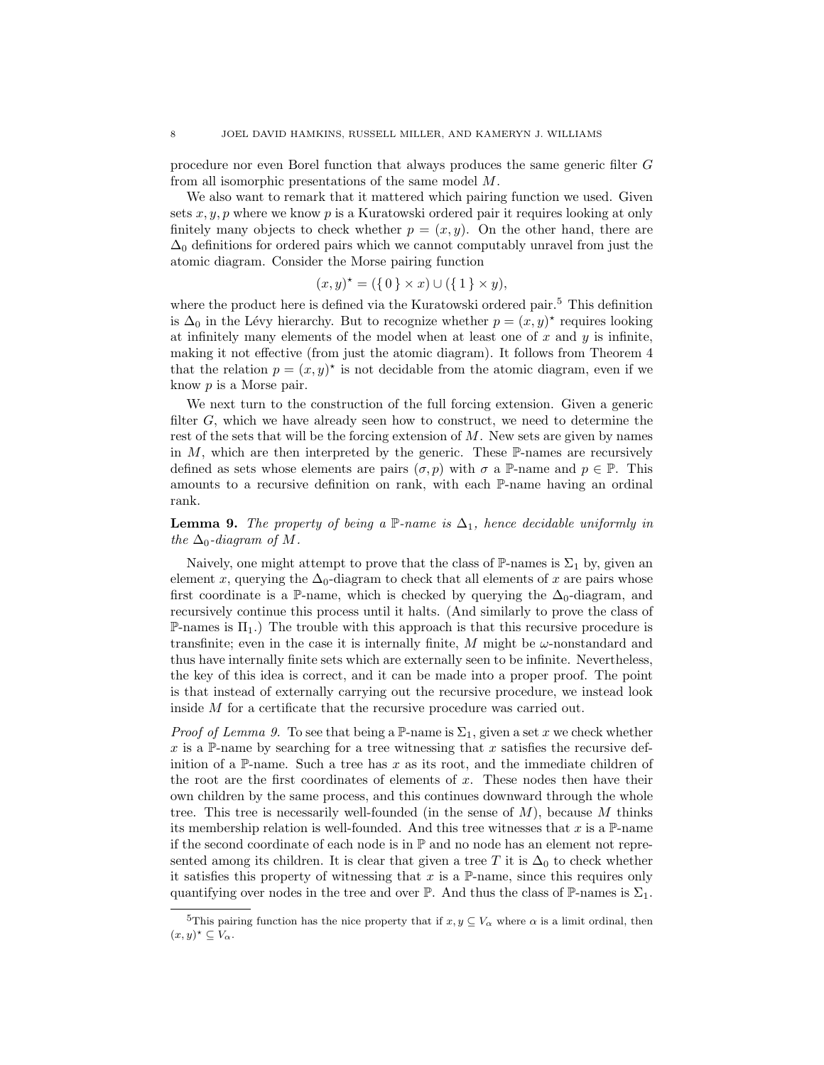procedure nor even Borel function that always produces the same generic filter $G$ from all isomorphic presentations of the same model $M$.

We also want to remark that it mattered which pairing function we used. Given sets $x, y, p$ where we know $p$ is a Kuratowski ordered pair it requires looking at only finitely many objects to check whether $p = (x, y)$. On the other hand, there are $\Delta_0$ definitions for ordered pairs which we cannot computably unravel from just the atomic diagram. Consider the Morse pairing function

$$(x, y)^\star = (\{0\} \times x) \cup (\{1\} \times y),$$

where the product here is defined via the Kuratowski ordered pair.[5] This definition is $\Delta_0$ in the Lévy hierarchy. But to recognize whether $p = (x, y)^\star$ requires looking at infinitely many elements of the model when at least one of $x$ and $y$ is infinite, making it not effective (from just the atomic diagram). It follows from Theorem 4 that the relation $p = (x, y)^\star$ is not decidable from the atomic diagram, even if we know $p$ is a Morse pair.

We next turn to the construction of the full forcing extension. Given a generic filter $G$, which we have already seen how to construct, we need to determine the rest of the sets that will be the forcing extension of $M$. New sets are given by names in $M$, which are then interpreted by the generic. These $\mathbb{P}$-names are recursively defined as sets whose elements are pairs $(\sigma, p)$ with $\sigma$ a $\mathbb{P}$-name and $p \in \mathbb{P}$. This amounts to a recursive definition on rank, with each $\mathbb{P}$-name having an ordinal rank.

**Lemma 9.** *The property of being a $\mathbb{P}$-name is $\Delta_1$, hence decidable uniformly in the $\Delta_0$-diagram of $M$.*

Naively, one might attempt to prove that the class of $\mathbb{P}$-names is $\Sigma_1$ by, given an element $x$, querying the $\Delta_0$-diagram to check that all elements of $x$ are pairs whose first coordinate is a $\mathbb{P}$-name, which is checked by querying the $\Delta_0$-diagram, and recursively continue this process until it halts. (And similarly to prove the class of $\mathbb{P}$-names is $\Pi_1$.) The trouble with this approach is that this recursive procedure is transfinite; even in the case it is internally finite, $M$ might be $\omega$-nonstandard and thus have internally finite sets which are externally seen to be infinite. Nevertheless, the key of this idea is correct, and it can be made into a proper proof. The point is that instead of externally carrying out the recursive procedure, we instead look inside $M$ for a certificate that the recursive procedure was carried out.

*Proof of Lemma 9.* To see that being a $\mathbb{P}$-name is $\Sigma_1$, given a set $x$ we check whether $x$ is a $\mathbb{P}$-name by searching for a tree witnessing that $x$ satisfies the recursive definition of a $\mathbb{P}$-name. Such a tree has $x$ as its root, and the immediate children of the root are the first coordinates of elements of $x$. These nodes then have their own children by the same process, and this continues downward through the whole tree. This tree is necessarily well-founded (in the sense of $M$), because $M$ thinks its membership relation is well-founded. And this tree witnesses that $x$ is a $\mathbb{P}$-name if the second coordinate of each node is in $\mathbb{P}$ and no node has an element not represented among its children. It is clear that given a tree $T$ it is $\Delta_0$ to check whether it satisfies this property of witnessing that $x$ is a $\mathbb{P}$-name, since this requires only quantifying over nodes in the tree and over $\mathbb{P}$. And thus the class of $\mathbb{P}$-names is $\Sigma_1$.

---

[5]This pairing function has the nice property that if $x, y \subseteq V_\alpha$ where $\alpha$ is a limit ordinal, then $(x, y)^\star \subseteq V_\alpha$.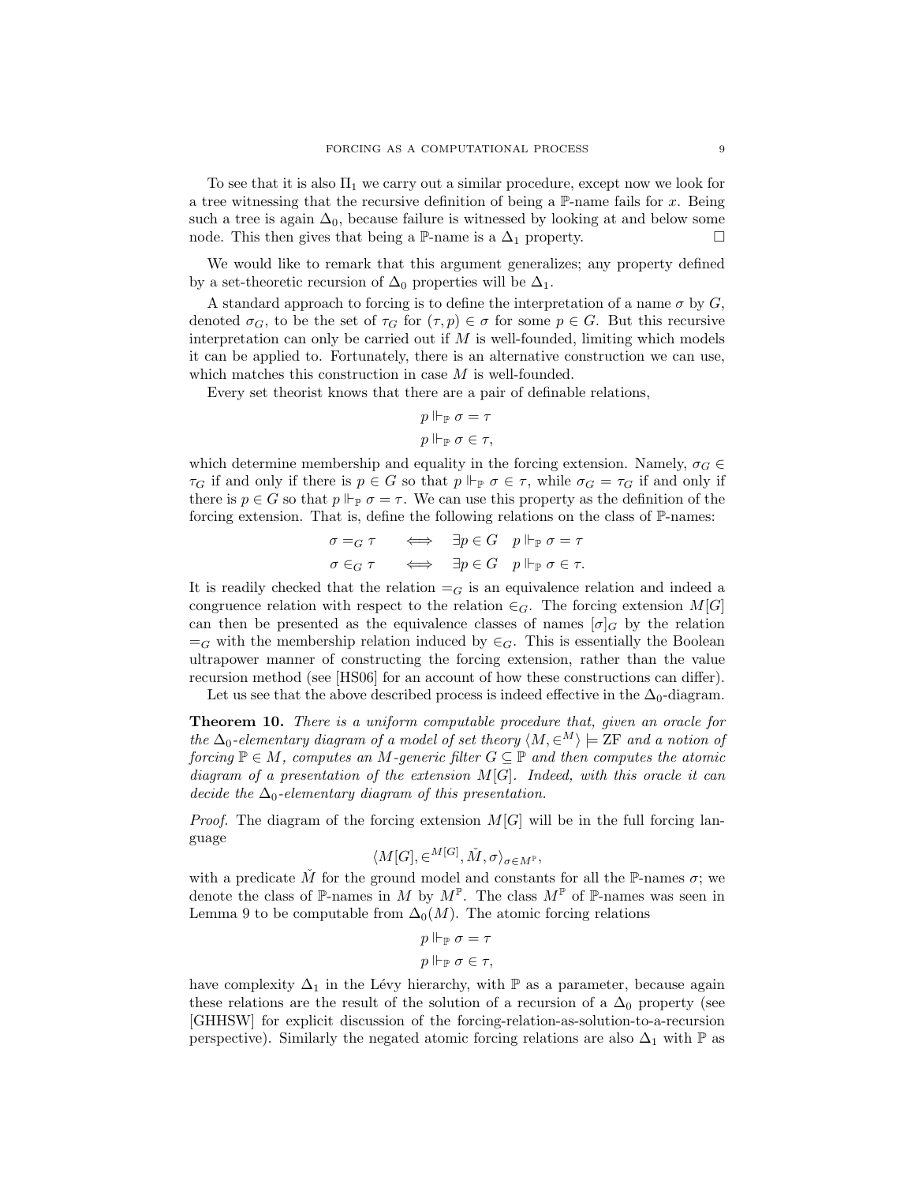To see that it is also $\Pi_1$ we carry out a similar procedure, except now we look for a tree witnessing that the recursive definition of being a $\mathbb{P}$-name fails for $x$. Being such a tree is again $\Delta_0$, because failure is witnessed by looking at and below some node. This then gives that being a $\mathbb{P}$-name is a $\Delta_1$ property. $\square$

We would like to remark that this argument generalizes; any property defined by a set-theoretic recursion of $\Delta_0$ properties will be $\Delta_1$.

A standard approach to forcing is to define the interpretation of a name $\sigma$ by $G$, denoted $\sigma_G$, to be the set of $\tau_G$ for $(\tau, p) \in \sigma$ for some $p \in G$. But this recursive interpretation can only be carried out if $M$ is well-founded, limiting which models it can be applied to. Fortunately, there is an alternative construction we can use, which matches this construction in case $M$ is well-founded.

Every set theorist knows that there are a pair of definable relations,

$$p \Vdash_{\mathbb{P}} \sigma = \tau$$
$$p \Vdash_{\mathbb{P}} \sigma \in \tau,$$

which determine membership and equality in the forcing extension. Namely, $\sigma_G \in \tau_G$ if and only if there is $p \in G$ so that $p \Vdash_{\mathbb{P}} \sigma \in \tau$, while $\sigma_G = \tau_G$ if and only if there is $p \in G$ so that $p \Vdash_{\mathbb{P}} \sigma = \tau$. We can use this property as the definition of the forcing extension. That is, define the following relations on the class of $\mathbb{P}$-names:

$$\sigma =_G \tau \iff \exists p \in G \quad p \Vdash_{\mathbb{P}} \sigma = \tau$$
$$\sigma \in_G \tau \iff \exists p \in G \quad p \Vdash_{\mathbb{P}} \sigma \in \tau.$$

It is readily checked that the relation $=_G$ is an equivalence relation and indeed a congruence relation with respect to the relation $\in_G$. The forcing extension $M[G]$ can then be presented as the equivalence classes of names $[\sigma]_G$ by the relation $=_G$ with the membership relation induced by $\in_G$. This is essentially the Boolean ultrapower manner of constructing the forcing extension, rather than the value recursion method (see [HS06] for an account of how these constructions can differ).

Let us see that the above described process is indeed effective in the $\Delta_0$-diagram.

**Theorem 10.** *There is a uniform computable procedure that, given an oracle for the $\Delta_0$-elementary diagram of a model of set theory $\langle M, \in^M \rangle \models \mathrm{ZF}$ and a notion of forcing $\mathbb{P} \in M$, computes an $M$-generic filter $G \subseteq \mathbb{P}$ and then computes the atomic diagram of a presentation of the extension $M[G]$. Indeed, with this oracle it can decide the $\Delta_0$-elementary diagram of this presentation.*

*Proof.* The diagram of the forcing extension $M[G]$ will be in the full forcing language

$$\langle M[G], \in^{M[G]}, \check{M}, \sigma \rangle_{\sigma \in M^{\mathbb{P}}},$$

with a predicate $\check{M}$ for the ground model and constants for all the $\mathbb{P}$-names $\sigma$; we denote the class of $\mathbb{P}$-names in $M$ by $M^{\mathbb{P}}$. The class $M^{\mathbb{P}}$ of $\mathbb{P}$-names was seen in Lemma 9 to be computable from $\Delta_0(M)$. The atomic forcing relations

$$p \Vdash_{\mathbb{P}} \sigma = \tau$$
$$p \Vdash_{\mathbb{P}} \sigma \in \tau,$$

have complexity $\Delta_1$ in the Lévy hierarchy, with $\mathbb{P}$ as a parameter, because again these relations are the result of the solution of a recursion of a $\Delta_0$ property (see [GHHSW] for explicit discussion of the forcing-relation-as-solution-to-a-recursion perspective). Similarly the negated atomic forcing relations are also $\Delta_1$ with $\mathbb{P}$ as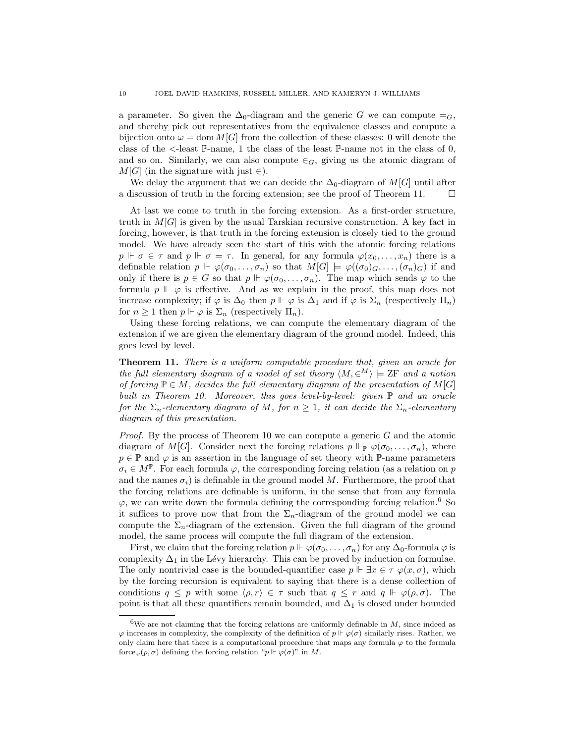a parameter. So given the $\Delta_0$-diagram and the generic $G$ we can compute $=_G$, and thereby pick out representatives from the equivalence classes and compute a bijection onto $\omega = \operatorname{dom} M[G]$ from the collection of these classes: 0 will denote the class of the $<$-least $\mathbb{P}$-name, 1 the class of the least $\mathbb{P}$-name not in the class of 0, and so on. Similarly, we can also compute $\in_G$, giving us the atomic diagram of $M[G]$ (in the signature with just $\in$).

We delay the argument that we can decide the $\Delta_0$-diagram of $M[G]$ until after a discussion of truth in the forcing extension; see the proof of Theorem 11. $\square$

At last we come to truth in the forcing extension. As a first-order structure, truth in $M[G]$ is given by the usual Tarskian recursive construction. A key fact in forcing, however, is that truth in the forcing extension is closely tied to the ground model. We have already seen the start of this with the atomic forcing relations $p \Vdash \sigma \in \tau$ and $p \Vdash \sigma = \tau$. In general, for any formula $\varphi(x_0, \dots, x_n)$ there is a definable relation $p \Vdash \varphi(\sigma_0, \dots, \sigma_n)$ so that $M[G] \models \varphi((\sigma_0)_G, \dots, (\sigma_n)_G)$ if and only if there is $p \in G$ so that $p \Vdash \varphi(\sigma_0, \dots, \sigma_n)$. The map which sends $\varphi$ to the formula $p \Vdash \varphi$ is effective. And as we explain in the proof, this map does not increase complexity; if $\varphi$ is $\Delta_0$ then $p \Vdash \varphi$ is $\Delta_1$ and if $\varphi$ is $\Sigma_n$ (respectively $\Pi_n$) for $n \geq 1$ then $p \Vdash \varphi$ is $\Sigma_n$ (respectively $\Pi_n$).

Using these forcing relations, we can compute the elementary diagram of the extension if we are given the elementary diagram of the ground model. Indeed, this goes level by level.

**Theorem 11.** *There is a uniform computable procedure that, given an oracle for the full elementary diagram of a model of set theory $\langle M, \in^M \rangle \models \mathrm{ZF}$ and a notion of forcing $\mathbb{P} \in M$, decides the full elementary diagram of the presentation of $M[G]$ built in Theorem 10. Moreover, this goes level-by-level: given $\mathbb{P}$ and an oracle for the $\Sigma_n$-elementary diagram of $M$, for $n \geq 1$, it can decide the $\Sigma_n$-elementary diagram of this presentation.*

*Proof.* By the process of Theorem 10 we can compute a generic $G$ and the atomic diagram of $M[G]$. Consider next the forcing relations $p \Vdash_{\mathbb{P}} \varphi(\sigma_0, \dots, \sigma_n)$, where $p \in \mathbb{P}$ and $\varphi$ is an assertion in the language of set theory with $\mathbb{P}$-name parameters $\sigma_i \in M^{\mathbb{P}}$. For each formula $\varphi$, the corresponding forcing relation (as a relation on $p$ and the names $\sigma_i$) is definable in the ground model $M$. Furthermore, the proof that the forcing relations are definable is uniform, in the sense that from any formula $\varphi$, we can write down the formula defining the corresponding forcing relation.[6] So it suffices to prove now that from the $\Sigma_n$-diagram of the ground model we can compute the $\Sigma_n$-diagram of the extension. Given the full diagram of the ground model, the same process will compute the full diagram of the extension.

First, we claim that the forcing relation $p \Vdash \varphi(\sigma_0, \dots, \sigma_n)$ for any $\Delta_0$-formula $\varphi$ is complexity $\Delta_1$ in the Lévy hierarchy. This can be proved by induction on formulae. The only nontrivial case is the bounded-quantifier case $p \Vdash \exists x \in \tau\ \varphi(x, \sigma)$, which by the forcing recursion is equivalent to saying that there is a dense collection of conditions $q \leq p$ with some $\langle \rho, r \rangle \in \tau$ such that $q \leq r$ and $q \Vdash \varphi(\rho, \sigma)$. The point is that all these quantifiers remain bounded, and $\Delta_1$ is closed under bounded

[6] We are not claiming that the forcing relations are uniformly definable in $M$, since indeed as $\varphi$ increases in complexity, the complexity of the definition of $p \Vdash \varphi(\sigma)$ similarly rises. Rather, we only claim here that there is a computational procedure that maps any formula $\varphi$ to the formula $\mathrm{force}_\varphi(p, \sigma)$ defining the forcing relation "$p \Vdash \varphi(\sigma)$" in $M$.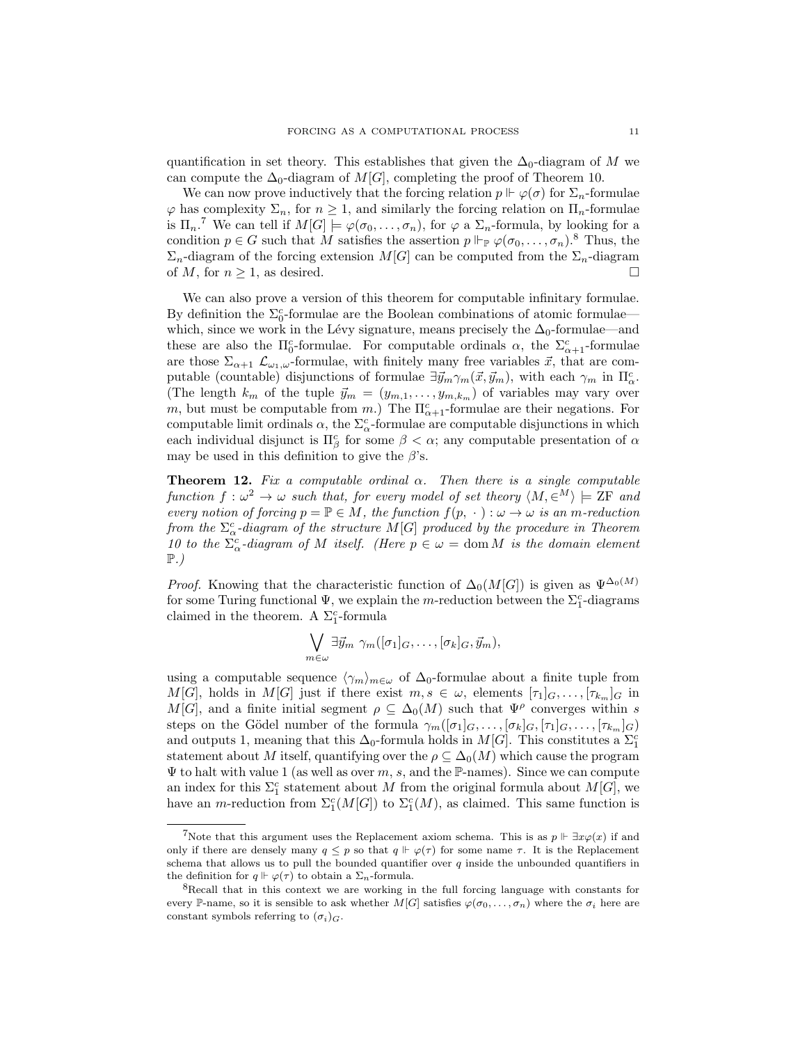quantification in set theory. This establishes that given the $\Delta_0$-diagram of $M$ we can compute the $\Delta_0$-diagram of $M[G]$, completing the proof of Theorem 10.

We can now prove inductively that the forcing relation $p \Vdash \varphi(\sigma)$ for $\Sigma_n$-formulae $\varphi$ has complexity $\Sigma_n$, for $n \geq 1$, and similarly the forcing relation on $\Pi_n$-formulae is $\Pi_n$.[7] We can tell if $M[G] \models \varphi(\sigma_0, \ldots, \sigma_n)$, for $\varphi$ a $\Sigma_n$-formula, by looking for a condition $p \in G$ such that $M$ satisfies the assertion $p \Vdash_{\mathbb{P}} \varphi(\sigma_0, \ldots, \sigma_n)$.[8] Thus, the $\Sigma_n$-diagram of the forcing extension $M[G]$ can be computed from the $\Sigma_n$-diagram of $M$, for $n \geq 1$, as desired. □

We can also prove a version of this theorem for computable infinitary formulae. By definition the $\Sigma^c_0$-formulae are the Boolean combinations of atomic formulae—which, since we work in the Lévy signature, means precisely the $\Delta_0$-formulae—and these are also the $\Pi^c_0$-formulae. For computable ordinals $\alpha$, the $\Sigma^c_{\alpha+1}$-formulae are those $\Sigma_{\alpha+1}$ $\mathcal{L}_{\omega_1,\omega}$-formulae, with finitely many free variables $\vec{x}$, that are computable (countable) disjunctions of formulae $\exists \vec{y}_m \gamma_m(\vec{x}, \vec{y}_m)$, with each $\gamma_m$ in $\Pi^c_\alpha$. (The length $k_m$ of the tuple $\vec{y}_m = (y_{m,1}, \ldots, y_{m,k_m})$ of variables may vary over $m$, but must be computable from $m$.) The $\Pi^c_{\alpha+1}$-formulae are their negations. For computable limit ordinals $\alpha$, the $\Sigma^c_\alpha$-formulae are computable disjunctions in which each individual disjunct is $\Pi^c_\beta$ for some $\beta < \alpha$; any computable presentation of $\alpha$ may be used in this definition to give the $\beta$'s.

**Theorem 12.** *Fix a computable ordinal $\alpha$. Then there is a single computable function $f : \omega^2 \to \omega$ such that, for every model of set theory $\langle M, \in^M \rangle \models \mathrm{ZF}$ and every notion of forcing $p = \mathbb{P} \in M$, the function $f(p, \cdot) : \omega \to \omega$ is an $m$-reduction from the $\Sigma^c_\alpha$-diagram of the structure $M[G]$ produced by the procedure in Theorem 10 to the $\Sigma^c_\alpha$-diagram of $M$ itself. (Here $p \in \omega = \operatorname{dom} M$ is the domain element $\mathbb{P}$.)*

*Proof.* Knowing that the characteristic function of $\Delta_0(M[G])$ is given as $\Psi^{\Delta_0(M)}$ for some Turing functional $\Psi$, we explain the $m$-reduction between the $\Sigma^c_1$-diagrams claimed in the theorem. A $\Sigma^c_1$-formula

$$\bigvee_{m \in \omega} \exists \vec{y}_m \ \gamma_m([\sigma_1]_G, \ldots, [\sigma_k]_G, \vec{y}_m),$$

using a computable sequence $\langle \gamma_m \rangle_{m \in \omega}$ of $\Delta_0$-formulae about a finite tuple from $M[G]$, holds in $M[G]$ just if there exist $m, s \in \omega$, elements $[\tau_1]_G, \ldots, [\tau_{k_m}]_G$ in $M[G]$, and a finite initial segment $\rho \subseteq \Delta_0(M)$ such that $\Psi^\rho$ converges within $s$ steps on the Gödel number of the formula $\gamma_m([\sigma_1]_G, \ldots, [\sigma_k]_G, [\tau_1]_G, \ldots, [\tau_{k_m}]_G)$ and outputs 1, meaning that this $\Delta_0$-formula holds in $M[G]$. This constitutes a $\Sigma^c_1$ statement about $M$ itself, quantifying over the $\rho \subseteq \Delta_0(M)$ which cause the program $\Psi$ to halt with value 1 (as well as over $m$, $s$, and the $\mathbb{P}$-names). Since we can compute an index for this $\Sigma^c_1$ statement about $M$ from the original formula about $M[G]$, we have an $m$-reduction from $\Sigma^c_1(M[G])$ to $\Sigma^c_1(M)$, as claimed. This same function is

---

[7] Note that this argument uses the Replacement axiom schema. This is as $p \Vdash \exists x \varphi(x)$ if and only if there are densely many $q \leq p$ so that $q \Vdash \varphi(\tau)$ for some name $\tau$. It is the Replacement schema that allows us to pull the bounded quantifier over $q$ inside the unbounded quantifiers in the definition for $q \Vdash \varphi(\tau)$ to obtain a $\Sigma_n$-formula.

[8] Recall that in this context we are working in the full forcing language with constants for every $\mathbb{P}$-name, so it is sensible to ask whether $M[G]$ satisfies $\varphi(\sigma_0, \ldots, \sigma_n)$ where the $\sigma_i$ here are constant symbols referring to $(\sigma_i)_G$.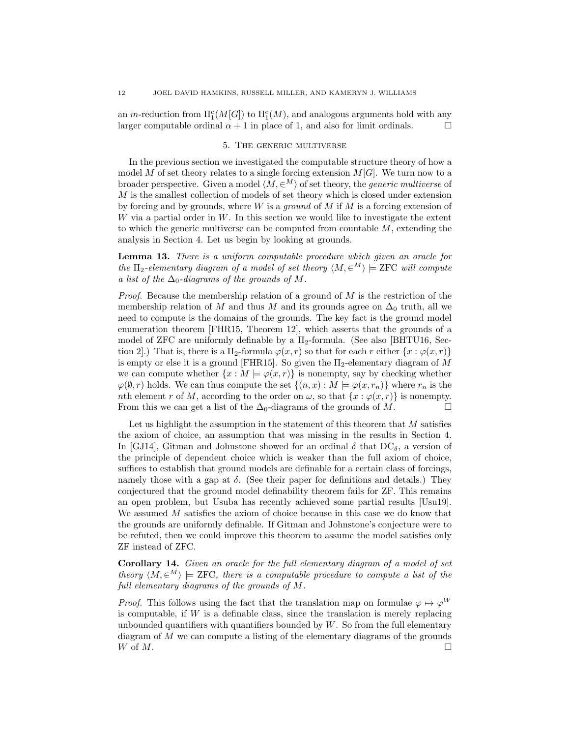an $m$-reduction from $\Pi^c_1(M[G])$ to $\Pi^c_1(M)$, and analogous arguments hold with any larger computable ordinal $\alpha + 1$ in place of 1, and also for limit ordinals. □

## 5. The generic multiverse

In the previous section we investigated the computable structure theory of how a model $M$ of set theory relates to a single forcing extension $M[G]$. We turn now to a broader perspective. Given a model $\langle M, \in^M \rangle$ of set theory, the *generic multiverse* of $M$ is the smallest collection of models of set theory which is closed under extension by forcing and by grounds, where $W$ is a *ground* of $M$ if $M$ is a forcing extension of $W$ via a partial order in $W$. In this section we would like to investigate the extent to which the generic multiverse can be computed from countable $M$, extending the analysis in Section 4. Let us begin by looking at grounds.

**Lemma 13.** *There is a uniform computable procedure which given an oracle for the $\Pi_2$-elementary diagram of a model of set theory $\langle M, \in^M \rangle \models \mathrm{ZFC}$ will compute a list of the $\Delta_0$-diagrams of the grounds of $M$.*

*Proof.* Because the membership relation of a ground of $M$ is the restriction of the membership relation of $M$ and thus $M$ and its grounds agree on $\Delta_0$ truth, all we need to compute is the domains of the grounds. The key fact is the ground model enumeration theorem [FHR15, Theorem 12], which asserts that the grounds of a model of ZFC are uniformly definable by a $\Pi_2$-formula. (See also [BHTU16, Section 2].) That is, there is a $\Pi_2$-formula $\varphi(x, r)$ so that for each $r$ either $\{x : \varphi(x, r)\}$ is empty or else it is a ground [FHR15]. So given the $\Pi_2$-elementary diagram of $M$ we can compute whether $\{x : M \models \varphi(x, r)\}$ is nonempty, say by checking whether $\varphi(\emptyset, r)$ holds. We can thus compute the set $\{(n, x) : M \models \varphi(x, r_n)\}$ where $r_n$ is the $n$th element $r$ of $M$, according to the order on $\omega$, so that $\{x : \varphi(x, r)\}$ is nonempty. From this we can get a list of the $\Delta_0$-diagrams of the grounds of $M$. □

Let us highlight the assumption in the statement of this theorem that $M$ satisfies the axiom of choice, an assumption that was missing in the results in Section 4. In [GJ14], Gitman and Johnstone showed for an ordinal $\delta$ that $\mathrm{DC}_\delta$, a version of the principle of dependent choice which is weaker than the full axiom of choice, suffices to establish that ground models are definable for a certain class of forcings, namely those with a gap at $\delta$. (See their paper for definitions and details.) They conjectured that the ground model definability theorem fails for ZF. This remains an open problem, but Usuba has recently achieved some partial results [Usu19]. We assumed $M$ satisfies the axiom of choice because in this case we do know that the grounds are uniformly definable. If Gitman and Johnstone's conjecture were to be refuted, then we could improve this theorem to assume the model satisfies only ZF instead of ZFC.

**Corollary 14.** *Given an oracle for the full elementary diagram of a model of set theory $\langle M, \in^M \rangle \models \mathrm{ZFC}$, there is a computable procedure to compute a list of the full elementary diagrams of the grounds of $M$.*

*Proof.* This follows using the fact that the translation map on formulae $\varphi \mapsto \varphi^W$ is computable, if $W$ is a definable class, since the translation is merely replacing unbounded quantifiers with quantifiers bounded by $W$. So from the full elementary diagram of $M$ we can compute a listing of the elementary diagrams of the grounds $W$ of $M$. □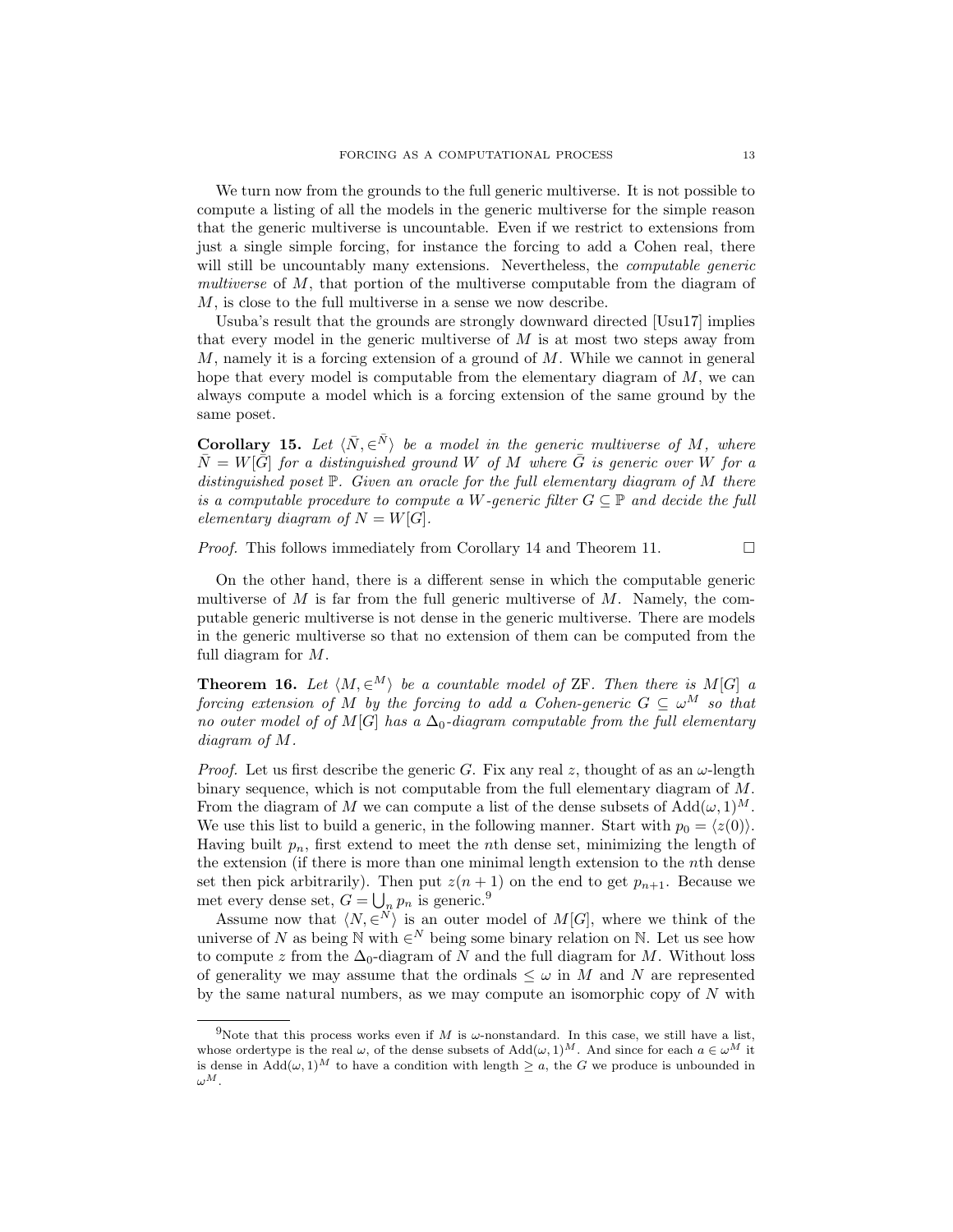We turn now from the grounds to the full generic multiverse. It is not possible to compute a listing of all the models in the generic multiverse for the simple reason that the generic multiverse is uncountable. Even if we restrict to extensions from just a single simple forcing, for instance the forcing to add a Cohen real, there will still be uncountably many extensions. Nevertheless, the *computable generic multiverse* of $M$, that portion of the multiverse computable from the diagram of $M$, is close to the full multiverse in a sense we now describe.

Usuba's result that the grounds are strongly downward directed [Usu17] implies that every model in the generic multiverse of $M$ is at most two steps away from $M$, namely it is a forcing extension of a ground of $M$. While we cannot in general hope that every model is computable from the elementary diagram of $M$, we can always compute a model which is a forcing extension of the same ground by the same poset.

**Corollary 15.** *Let $\langle \bar{N}, \in^{\bar{N}} \rangle$ be a model in the generic multiverse of $M$, where $\bar{N} = W[\bar{G}]$ for a distinguished ground $W$ of $M$ where $\bar{G}$ is generic over $W$ for a distinguished poset $\mathbb{P}$. Given an oracle for the full elementary diagram of $M$ there is a computable procedure to compute a $W$-generic filter $G \subseteq \mathbb{P}$ and decide the full elementary diagram of $N = W[G]$.*

*Proof.* This follows immediately from Corollary 14 and Theorem 11. □

On the other hand, there is a different sense in which the computable generic multiverse of $M$ is far from the full generic multiverse of $M$. Namely, the computable generic multiverse is not dense in the generic multiverse. There are models in the generic multiverse so that no extension of them can be computed from the full diagram for $M$.

**Theorem 16.** *Let $\langle M, \in^M \rangle$ be a countable model of ZF. Then there is $M[G]$ a forcing extension of $M$ by the forcing to add a Cohen-generic $G \subseteq \omega^M$ so that no outer model of of $M[G]$ has a $\Delta_0$-diagram computable from the full elementary diagram of $M$.*

*Proof.* Let us first describe the generic $G$. Fix any real $z$, thought of as an $\omega$-length binary sequence, which is not computable from the full elementary diagram of $M$. From the diagram of $M$ we can compute a list of the dense subsets of $\mathrm{Add}(\omega, 1)^M$. We use this list to build a generic, in the following manner. Start with $p_0 = \langle z(0) \rangle$. Having built $p_n$, first extend to meet the $n$th dense set, minimizing the length of the extension (if there is more than one minimal length extension to the $n$th dense set then pick arbitrarily). Then put $z(n+1)$ on the end to get $p_{n+1}$. Because we met every dense set, $G = \bigcup_n p_n$ is generic.[9]

Assume now that $\langle N, \in^N \rangle$ is an outer model of $M[G]$, where we think of the universe of $N$ as being $\mathbb{N}$ with $\in^N$ being some binary relation on $\mathbb{N}$. Let us see how to compute $z$ from the $\Delta_0$-diagram of $N$ and the full diagram for $M$. Without loss of generality we may assume that the ordinals $\leq \omega$ in $M$ and $N$ are represented by the same natural numbers, as we may compute an isomorphic copy of $N$ with

[9]Note that this process works even if $M$ is $\omega$-nonstandard. In this case, we still have a list, whose ordertype is the real $\omega$, of the dense subsets of $\mathrm{Add}(\omega, 1)^M$. And since for each $a \in \omega^M$ it is dense in $\mathrm{Add}(\omega, 1)^M$ to have a condition with length $\geq a$, the $G$ we produce is unbounded in $\omega^M$.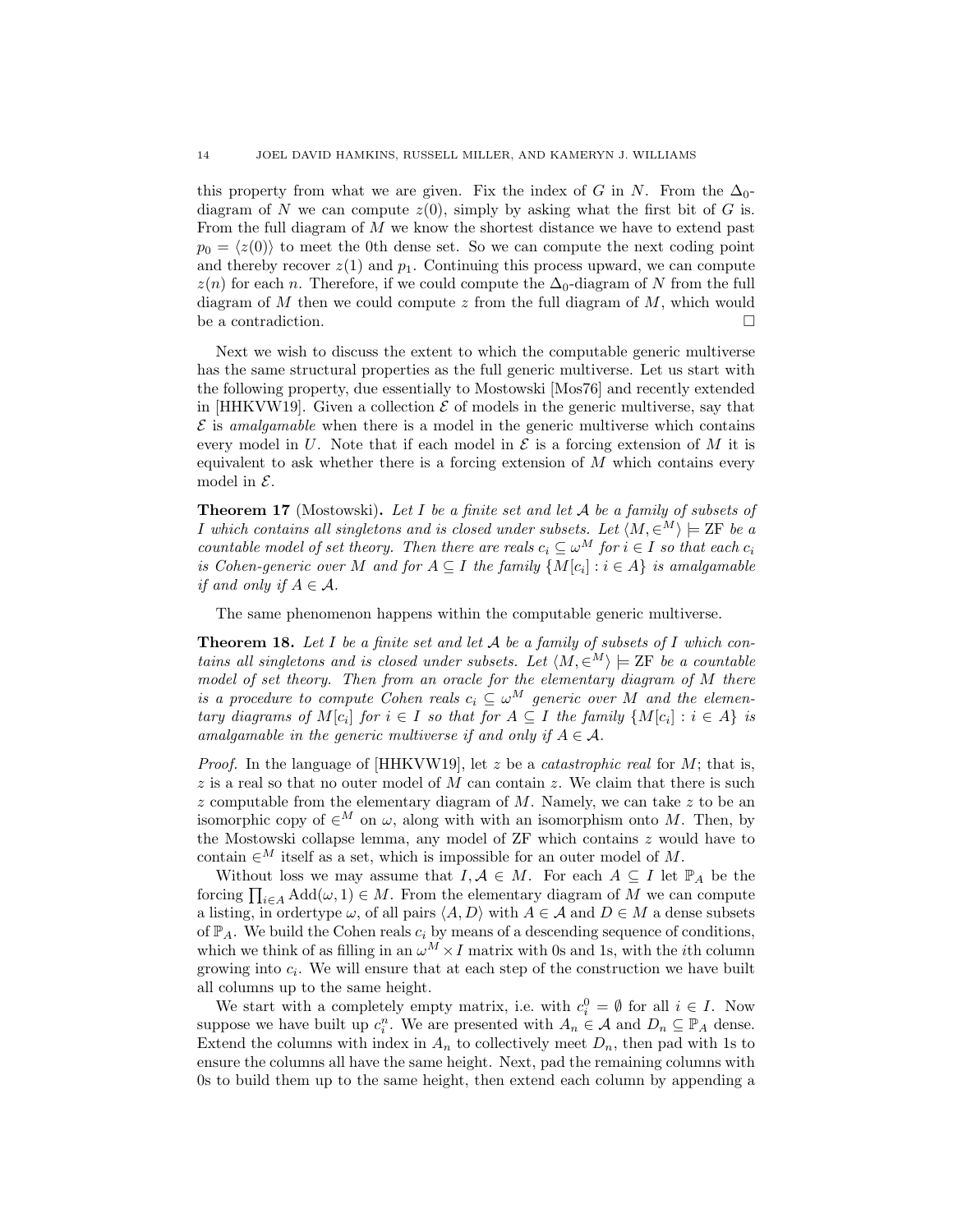this property from what we are given. Fix the index of $G$ in $N$. From the $\Delta_0$-diagram of $N$ we can compute $z(0)$, simply by asking what the first bit of $G$ is. From the full diagram of $M$ we know the shortest distance we have to extend past $p_0 = \langle z(0) \rangle$ to meet the 0th dense set. So we can compute the next coding point and thereby recover $z(1)$ and $p_1$. Continuing this process upward, we can compute $z(n)$ for each $n$. Therefore, if we could compute the $\Delta_0$-diagram of $N$ from the full diagram of $M$ then we could compute $z$ from the full diagram of $M$, which would be a contradiction. □

Next we wish to discuss the extent to which the computable generic multiverse has the same structural properties as the full generic multiverse. Let us start with the following property, due essentially to Mostowski [Mos76] and recently extended in [HHKVW19]. Given a collection $\mathcal{E}$ of models in the generic multiverse, say that $\mathcal{E}$ is *amalgamable* when there is a model in the generic multiverse which contains every model in $U$. Note that if each model in $\mathcal{E}$ is a forcing extension of $M$ it is equivalent to ask whether there is a forcing extension of $M$ which contains every model in $\mathcal{E}$.

**Theorem 17** (Mostowski). *Let $I$ be a finite set and let $\mathcal{A}$ be a family of subsets of $I$ which contains all singletons and is closed under subsets. Let $\langle M, \in^M \rangle \models \mathrm{ZF}$ be a countable model of set theory. Then there are reals $c_i \subseteq \omega^M$ for $i \in I$ so that each $c_i$ is Cohen-generic over $M$ and for $A \subseteq I$ the family $\{M[c_i] : i \in A\}$ is amalgamable if and only if $A \in \mathcal{A}$.*

The same phenomenon happens within the computable generic multiverse.

**Theorem 18.** *Let $I$ be a finite set and let $\mathcal{A}$ be a family of subsets of $I$ which contains all singletons and is closed under subsets. Let $\langle M, \in^M \rangle \models \mathrm{ZF}$ be a countable model of set theory. Then from an oracle for the elementary diagram of $M$ there is a procedure to compute Cohen reals $c_i \subseteq \omega^M$ generic over $M$ and the elementary diagrams of $M[c_i]$ for $i \in I$ so that for $A \subseteq I$ the family $\{M[c_i] : i \in A\}$ is amalgamable in the generic multiverse if and only if $A \in \mathcal{A}$.*

*Proof.* In the language of [HHKVW19], let $z$ be a *catastrophic real* for $M$; that is, $z$ is a real so that no outer model of $M$ can contain $z$. We claim that there is such $z$ computable from the elementary diagram of $M$. Namely, we can take $z$ to be an isomorphic copy of $\in^M$ on $\omega$, along with with an isomorphism onto $M$. Then, by the Mostowski collapse lemma, any model of ZF which contains $z$ would have to contain $\in^M$ itself as a set, which is impossible for an outer model of $M$.

Without loss we may assume that $I, \mathcal{A} \in M$. For each $A \subseteq I$ let $\mathbb{P}_A$ be the forcing $\prod_{i \in A} \mathrm{Add}(\omega, 1) \in M$. From the elementary diagram of $M$ we can compute a listing, in ordertype $\omega$, of all pairs $\langle A, D \rangle$ with $A \in \mathcal{A}$ and $D \in M$ a dense subsets of $\mathbb{P}_A$. We build the Cohen reals $c_i$ by means of a descending sequence of conditions, which we think of as filling in an $\omega^M \times I$ matrix with 0s and 1s, with the $i$th column growing into $c_i$. We will ensure that at each step of the construction we have built all columns up to the same height.

We start with a completely empty matrix, i.e. with $c_i^0 = \emptyset$ for all $i \in I$. Now suppose we have built up $c_i^n$. We are presented with $A_n \in \mathcal{A}$ and $D_n \subseteq \mathbb{P}_A$ dense. Extend the columns with index in $A_n$ to collectively meet $D_n$, then pad with 1s to ensure the columns all have the same height. Next, pad the remaining columns with 0s to build them up to the same height, then extend each column by appending a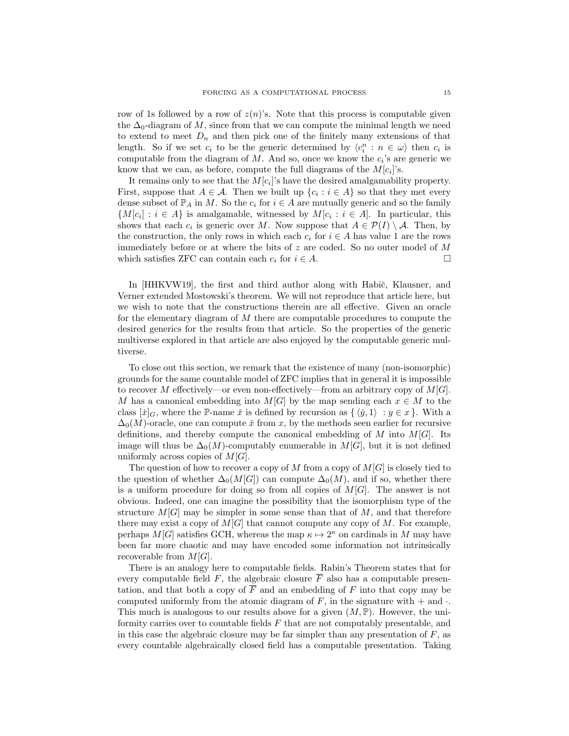row of 1s followed by a row of $z(n)$'s. Note that this process is computable given the $\Delta_0$-diagram of $M$, since from that we can compute the minimal length we need to extend to meet $D_n$ and then pick one of the finitely many extensions of that length. So if we set $c_i$ to be the generic determined by $\langle c_i^n : n \in \omega \rangle$ then $c_i$ is computable from the diagram of $M$. And so, once we know the $c_i$'s are generic we know that we can, as before, compute the full diagrams of the $M[c_i]$'s.

It remains only to see that the $M[c_i]$'s have the desired amalgamability property. First, suppose that $A \in \mathcal{A}$. Then we built up $\{c_i : i \in A\}$ so that they met every dense subset of $\mathbb{P}_A$ in $M$. So the $c_i$ for $i \in A$ are mutually generic and so the family $\{M[c_i] : i \in A\}$ is amalgamable, witnessed by $M[c_i : i \in A]$. In particular, this shows that each $c_i$ is generic over $M$. Now suppose that $A \in \mathcal{P}(I) \setminus \mathcal{A}$. Then, by the construction, the only rows in which each $c_i$ for $i \in A$ has value 1 are the rows immediately before or at where the bits of $z$ are coded. So no outer model of $M$ which satisfies ZFC can contain each $c_i$ for $i \in A$. □

In [HHKVW19], the first and third author along with Habič, Klausner, and Verner extended Mostowski's theorem. We will not reproduce that article here, but we wish to note that the constructions therein are all effective. Given an oracle for the elementary diagram of $M$ there are computable procedures to compute the desired generics for the results from that article. So the properties of the generic multiverse explored in that article are also enjoyed by the computable generic multiverse.

To close out this section, we remark that the existence of many (non-isomorphic) grounds for the same countable model of ZFC implies that in general it is impossible to recover $M$ effectively—or even non-effectively—from an arbitrary copy of $M[G]$. $M$ has a canonical embedding into $M[G]$ by the map sending each $x \in M$ to the class $[\check{x}]_G$, where the $\mathbb{P}$-name $\check{x}$ is defined by recursion as $\{ \langle \check{y}, 1 \rangle : y \in x \}$. With a $\Delta_0(M)$-oracle, one can compute $\check{x}$ from $x$, by the methods seen earlier for recursive definitions, and thereby compute the canonical embedding of $M$ into $M[G]$. Its image will thus be $\Delta_0(M)$-computably enumerable in $M[G]$, but it is not defined uniformly across copies of $M[G]$.

The question of how to recover a copy of $M$ from a copy of $M[G]$ is closely tied to the question of whether $\Delta_0(M[G])$ can compute $\Delta_0(M)$, and if so, whether there is a uniform procedure for doing so from all copies of $M[G]$. The answer is not obvious. Indeed, one can imagine the possibility that the isomorphism type of the structure $M[G]$ may be simpler in some sense than that of $M$, and that therefore there may exist a copy of $M[G]$ that cannot compute any copy of $M$. For example, perhaps $M[G]$ satisfies GCH, whereas the map $\kappa \mapsto 2^\kappa$ on cardinals in $M$ may have been far more chaotic and may have encoded some information not intrinsically recoverable from $M[G]$.

There is an analogy here to computable fields. Rabin's Theorem states that for every computable field $F$, the algebraic closure $\overline{F}$ also has a computable presentation, and that both a copy of $\overline{F}$ and an embedding of $F$ into that copy may be computed uniformly from the atomic diagram of $F$, in the signature with $+$ and $\cdot$. This much is analogous to our results above for a given $(M, \mathbb{P})$. However, the uniformity carries over to countable fields $F$ that are not computably presentable, and in this case the algebraic closure may be far simpler than any presentation of $F$, as every countable algebraically closed field has a computable presentation. Taking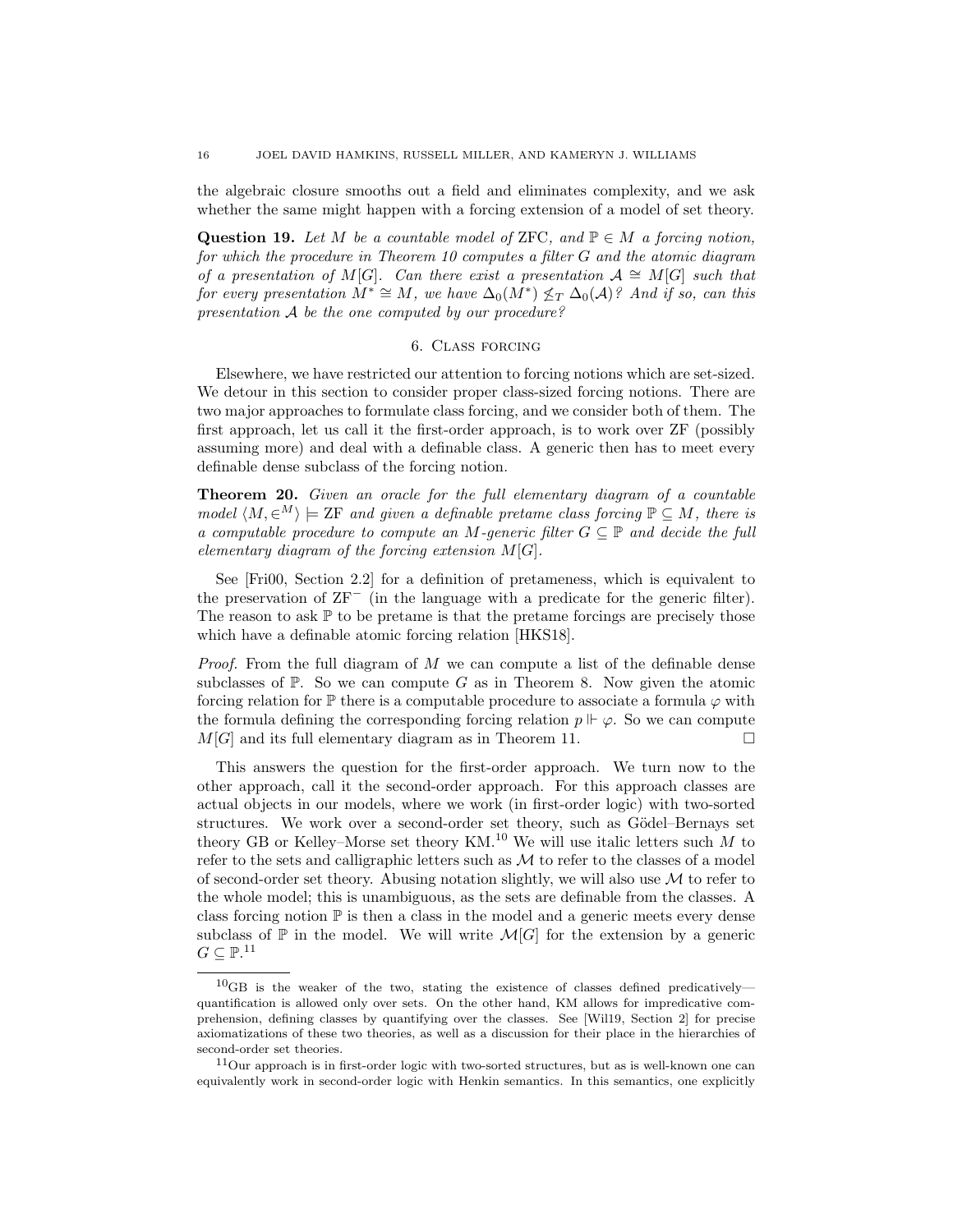the algebraic closure smooths out a field and eliminates complexity, and we ask whether the same might happen with a forcing extension of a model of set theory.

**Question 19.** *Let $M$ be a countable model of* ZFC*, and $\mathbb{P} \in M$ a forcing notion, for which the procedure in Theorem 10 computes a filter $G$ and the atomic diagram of a presentation of $M[G]$. Can there exist a presentation $\mathcal{A} \cong M[G]$ such that for every presentation $M^* \cong M$, we have $\Delta_0(M^*) \not\leq_T \Delta_0(\mathcal{A})$? And if so, can this presentation $\mathcal{A}$ be the one computed by our procedure?*

## 6. Class forcing

Elsewhere, we have restricted our attention to forcing notions which are set-sized. We detour in this section to consider proper class-sized forcing notions. There are two major approaches to formulate class forcing, and we consider both of them. The first approach, let us call it the first-order approach, is to work over ZF (possibly assuming more) and deal with a definable class. A generic then has to meet every definable dense subclass of the forcing notion.

**Theorem 20.** *Given an oracle for the full elementary diagram of a countable model $\langle M, \in^M \rangle \models$ ZF and given a definable pretame class forcing $\mathbb{P} \subseteq M$, there is a computable procedure to compute an $M$-generic filter $G \subseteq \mathbb{P}$ and decide the full elementary diagram of the forcing extension $M[G]$.*

See [Fri00, Section 2.2] for a definition of pretameness, which is equivalent to the preservation of $\mathrm{ZF}^-$ (in the language with a predicate for the generic filter). The reason to ask $\mathbb{P}$ to be pretame is that the pretame forcings are precisely those which have a definable atomic forcing relation [HKS18].

*Proof.* From the full diagram of $M$ we can compute a list of the definable dense subclasses of $\mathbb{P}$. So we can compute $G$ as in Theorem 8. Now given the atomic forcing relation for $\mathbb{P}$ there is a computable procedure to associate a formula $\varphi$ with the formula defining the corresponding forcing relation $p \Vdash \varphi$. So we can compute $M[G]$ and its full elementary diagram as in Theorem 11. $\square$

This answers the question for the first-order approach. We turn now to the other approach, call it the second-order approach. For this approach classes are actual objects in our models, where we work (in first-order logic) with two-sorted structures. We work over a second-order set theory, such as Gödel–Bernays set theory GB or Kelley–Morse set theory KM.[10] We will use italic letters such $M$ to refer to the sets and calligraphic letters such as $\mathcal{M}$ to refer to the classes of a model of second-order set theory. Abusing notation slightly, we will also use $\mathcal{M}$ to refer to the whole model; this is unambiguous, as the sets are definable from the classes. A class forcing notion $\mathbb{P}$ is then a class in the model and a generic meets every dense subclass of $\mathbb{P}$ in the model. We will write $\mathcal{M}[G]$ for the extension by a generic $G \subseteq \mathbb{P}$.[11]

[10] GB is the weaker of the two, stating the existence of classes defined predicatively—quantification is allowed only over sets. On the other hand, KM allows for impredicative comprehension, defining classes by quantifying over the classes. See [Wil19, Section 2] for precise axiomatizations of these two theories, as well as a discussion for their place in the hierarchies of second-order set theories.

[11] Our approach is in first-order logic with two-sorted structures, but as is well-known one can equivalently work in second-order logic with Henkin semantics. In this semantics, one explicitly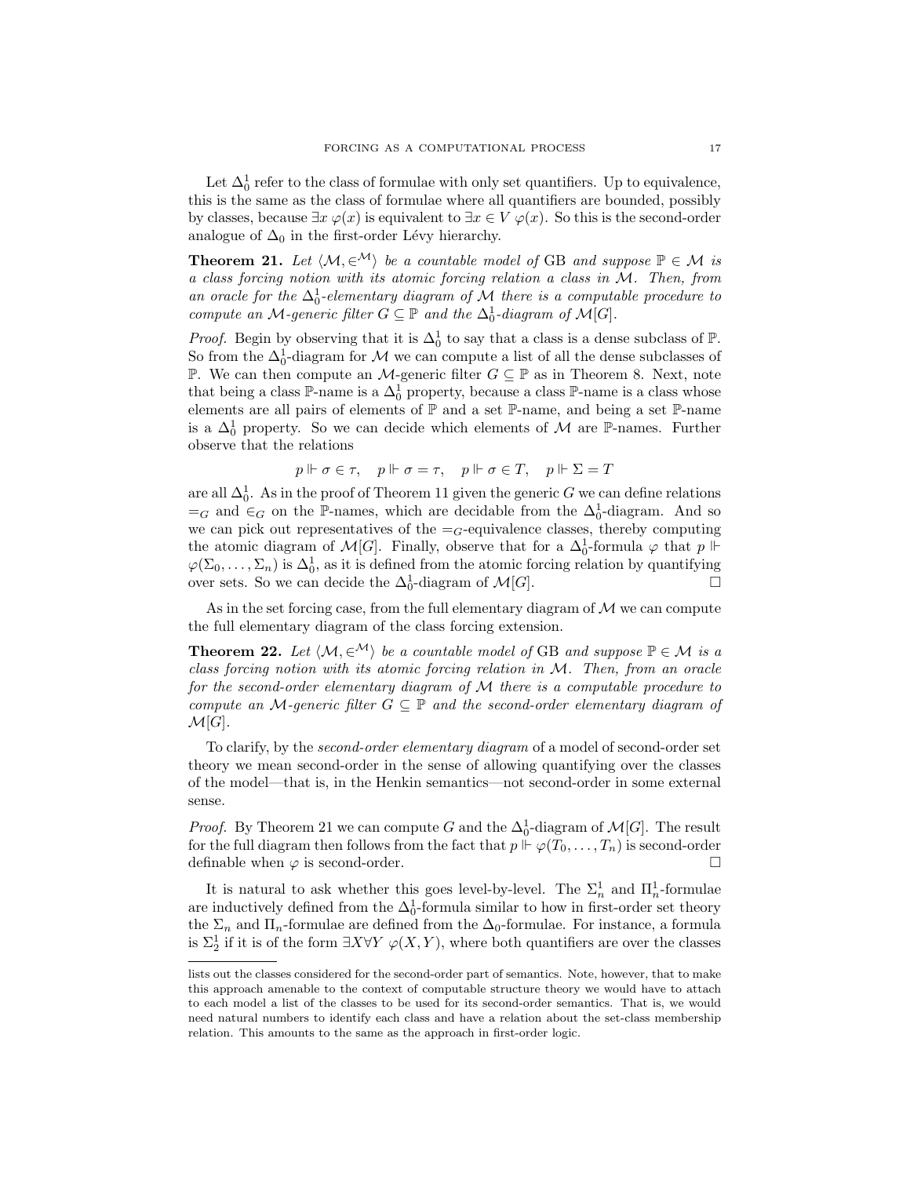Let $\Delta^1_0$ refer to the class of formulae with only set quantifiers. Up to equivalence, this is the same as the class of formulae where all quantifiers are bounded, possibly by classes, because $\exists x\ \varphi(x)$ is equivalent to $\exists x \in V\ \varphi(x)$. So this is the second-order analogue of $\Delta_0$ in the first-order Lévy hierarchy.

**Theorem 21.** *Let $\langle \mathcal{M}, \in^{\mathcal{M}} \rangle$ be a countable model of* GB *and suppose $\mathbb{P} \in \mathcal{M}$ is a class forcing notion with its atomic forcing relation a class in $\mathcal{M}$. Then, from an oracle for the $\Delta^1_0$-elementary diagram of $\mathcal{M}$ there is a computable procedure to compute an $\mathcal{M}$-generic filter $G \subseteq \mathbb{P}$ and the $\Delta^1_0$-diagram of $\mathcal{M}[G]$.*

*Proof.* Begin by observing that it is $\Delta^1_0$ to say that a class is a dense subclass of $\mathbb{P}$. So from the $\Delta^1_0$-diagram for $\mathcal{M}$ we can compute a list of all the dense subclasses of $\mathbb{P}$. We can then compute an $\mathcal{M}$-generic filter $G \subseteq \mathbb{P}$ as in Theorem 8. Next, note that being a class $\mathbb{P}$-name is a $\Delta^1_0$ property, because a class $\mathbb{P}$-name is a class whose elements are all pairs of elements of $\mathbb{P}$ and a set $\mathbb{P}$-name, and being a set $\mathbb{P}$-name is a $\Delta^1_0$ property. So we can decide which elements of $\mathcal{M}$ are $\mathbb{P}$-names. Further observe that the relations

$$p \Vdash \sigma \in \tau, \quad p \Vdash \sigma = \tau, \quad p \Vdash \sigma \in T, \quad p \Vdash \Sigma = T$$

are all $\Delta^1_0$. As in the proof of Theorem 11 given the generic $G$ we can define relations $=_G$ and $\in_G$ on the $\mathbb{P}$-names, which are decidable from the $\Delta^1_0$-diagram. And so we can pick out representatives of the $=_G$-equivalence classes, thereby computing the atomic diagram of $\mathcal{M}[G]$. Finally, observe that for a $\Delta^1_0$-formula $\varphi$ that $p \Vdash \varphi(\Sigma_0, \ldots, \Sigma_n)$ is $\Delta^1_0$, as it is defined from the atomic forcing relation by quantifying over sets. So we can decide the $\Delta^1_0$-diagram of $\mathcal{M}[G]$. □

As in the set forcing case, from the full elementary diagram of $\mathcal{M}$ we can compute the full elementary diagram of the class forcing extension.

**Theorem 22.** *Let $\langle \mathcal{M}, \in^{\mathcal{M}} \rangle$ be a countable model of* GB *and suppose $\mathbb{P} \in \mathcal{M}$ is a class forcing notion with its atomic forcing relation in $\mathcal{M}$. Then, from an oracle for the second-order elementary diagram of $\mathcal{M}$ there is a computable procedure to compute an $\mathcal{M}$-generic filter $G \subseteq \mathbb{P}$ and the second-order elementary diagram of $\mathcal{M}[G]$.*

To clarify, by the *second-order elementary diagram* of a model of second-order set theory we mean second-order in the sense of allowing quantifying over the classes of the model—that is, in the Henkin semantics—not second-order in some external sense.

*Proof.* By Theorem 21 we can compute $G$ and the $\Delta^1_0$-diagram of $\mathcal{M}[G]$. The result for the full diagram then follows from the fact that $p \Vdash \varphi(T_0, \ldots, T_n)$ is second-order definable when $\varphi$ is second-order. □

It is natural to ask whether this goes level-by-level. The $\Sigma^1_n$ and $\Pi^1_n$-formulae are inductively defined from the $\Delta^1_0$-formula similar to how in first-order set theory the $\Sigma_n$ and $\Pi_n$-formulae are defined from the $\Delta_0$-formulae. For instance, a formula is $\Sigma^1_2$ if it is of the form $\exists X \forall Y\ \varphi(X, Y)$, where both quantifiers are over the classes

---

lists out the classes considered for the second-order part of semantics. Note, however, that to make this approach amenable to the context of computable structure theory we would have to attach to each model a list of the classes to be used for its second-order semantics. That is, we would need natural numbers to identify each class and have a relation about the set-class membership relation. This amounts to the same as the approach in first-order logic.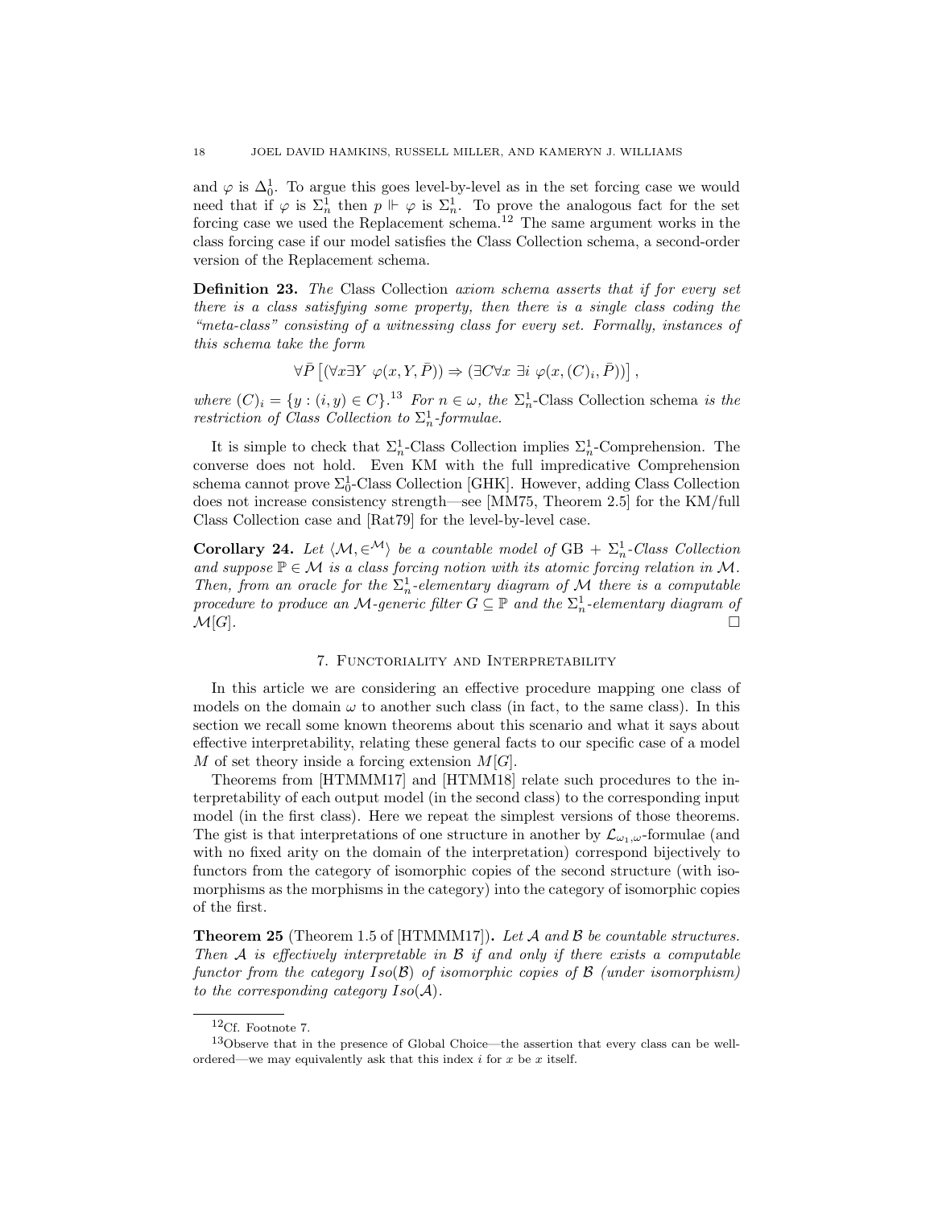and $\varphi$ is $\Delta^1_0$. To argue this goes level-by-level as in the set forcing case we would need that if $\varphi$ is $\Sigma^1_n$ then $p \Vdash \varphi$ is $\Sigma^1_n$. To prove the analogous fact for the set forcing case we used the Replacement schema.[12] The same argument works in the class forcing case if our model satisfies the Class Collection schema, a second-order version of the Replacement schema.

**Definition 23.** *The* Class Collection *axiom schema asserts that if for every set there is a class satisfying some property, then there is a single class coding the "meta-class" consisting of a witnessing class for every set. Formally, instances of this schema take the form*

$$\forall \bar{P} \left[ (\forall x \exists Y \ \varphi(x, Y, \bar{P})) \Rightarrow (\exists C \forall x \ \exists i \ \varphi(x, (C)_i, \bar{P})) \right],$$

*where $(C)_i = \{y : (i, y) \in C\}$.*[13] *For $n \in \omega$, the* $\Sigma^1_n$-Class Collection schema *is the restriction of Class Collection to $\Sigma^1_n$-formulae.*

It is simple to check that $\Sigma^1_n$-Class Collection implies $\Sigma^1_n$-Comprehension. The converse does not hold. Even KM with the full impredicative Comprehension schema cannot prove $\Sigma^1_0$-Class Collection [GHK]. However, adding Class Collection does not increase consistency strength—see [MM75, Theorem 2.5] for the KM/full Class Collection case and [Rat79] for the level-by-level case.

**Corollary 24.** *Let $\langle \mathcal{M}, \in^{\mathcal{M}} \rangle$ be a countable model of* GB + $\Sigma^1_n$*-Class Collection and suppose $\mathbb{P} \in \mathcal{M}$ is a class forcing notion with its atomic forcing relation in $\mathcal{M}$. Then, from an oracle for the $\Sigma^1_n$-elementary diagram of $\mathcal{M}$ there is a computable procedure to produce an $\mathcal{M}$-generic filter $G \subseteq \mathbb{P}$ and the $\Sigma^1_n$-elementary diagram of $\mathcal{M}[G]$.* □

## 7. Functoriality and Interpretability

In this article we are considering an effective procedure mapping one class of models on the domain $\omega$ to another such class (in fact, to the same class). In this section we recall some known theorems about this scenario and what it says about effective interpretability, relating these general facts to our specific case of a model $M$ of set theory inside a forcing extension $M[G]$.

Theorems from [HTMMM17] and [HTMM18] relate such procedures to the interpretability of each output model (in the second class) to the corresponding input model (in the first class). Here we repeat the simplest versions of those theorems. The gist is that interpretations of one structure in another by $\mathcal{L}_{\omega_1,\omega}$-formulae (and with no fixed arity on the domain of the interpretation) correspond bijectively to functors from the category of isomorphic copies of the second structure (with isomorphisms as the morphisms in the category) into the category of isomorphic copies of the first.

**Theorem 25** (Theorem 1.5 of [HTMMM17])**.** *Let $\mathcal{A}$ and $\mathcal{B}$ be countable structures. Then $\mathcal{A}$ is effectively interpretable in $\mathcal{B}$ if and only if there exists a computable functor from the category $Iso(\mathcal{B})$ of isomorphic copies of $\mathcal{B}$ (under isomorphism) to the corresponding category $Iso(\mathcal{A})$.*

---

[12] Cf. Footnote 7.

[13] Observe that in the presence of Global Choice—the assertion that every class can be well-ordered—we may equivalently ask that this index $i$ for $x$ be $x$ itself.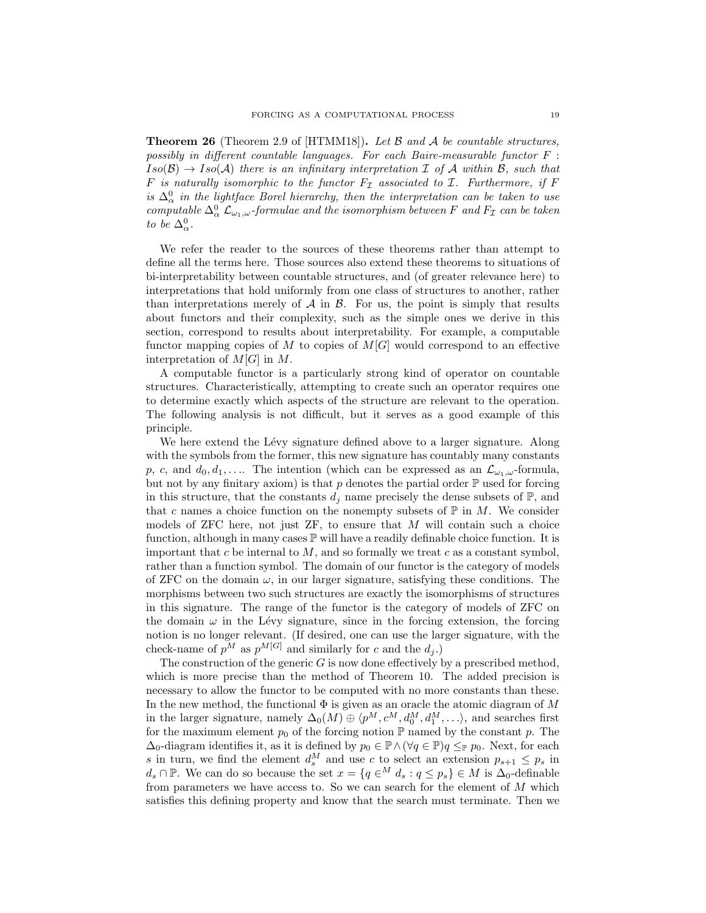**Theorem 26** (Theorem 2.9 of [HTMM18])**.** *Let $\mathcal{B}$ and $\mathcal{A}$ be countable structures, possibly in different countable languages. For each Baire-measurable functor $F : Iso(\mathcal{B}) \to Iso(\mathcal{A})$ there is an infinitary interpretation $\mathcal{I}$ of $\mathcal{A}$ within $\mathcal{B}$, such that $F$ is naturally isomorphic to the functor $F_{\mathcal{I}}$ associated to $\mathcal{I}$. Furthermore, if $F$ is $\Delta^0_\alpha$ in the lightface Borel hierarchy, then the interpretation can be taken to use computable $\Delta^0_\alpha$ $\mathcal{L}_{\omega_1,\omega}$-formulae and the isomorphism between $F$ and $F_{\mathcal{I}}$ can be taken to be $\Delta^0_\alpha$.*

We refer the reader to the sources of these theorems rather than attempt to define all the terms here. Those sources also extend these theorems to situations of bi-interpretability between countable structures, and (of greater relevance here) to interpretations that hold uniformly from one class of structures to another, rather than interpretations merely of $\mathcal{A}$ in $\mathcal{B}$. For us, the point is simply that results about functors and their complexity, such as the simple ones we derive in this section, correspond to results about interpretability. For example, a computable functor mapping copies of $M$ to copies of $M[G]$ would correspond to an effective interpretation of $M[G]$ in $M$.

A computable functor is a particularly strong kind of operator on countable structures. Characteristically, attempting to create such an operator requires one to determine exactly which aspects of the structure are relevant to the operation. The following analysis is not difficult, but it serves as a good example of this principle.

We here extend the Lévy signature defined above to a larger signature. Along with the symbols from the former, this new signature has countably many constants $p$, $c$, and $d_0, d_1, \ldots$. The intention (which can be expressed as an $\mathcal{L}_{\omega_1,\omega}$-formula, but not by any finitary axiom) is that $p$ denotes the partial order $\mathbb{P}$ used for forcing in this structure, that the constants $d_j$ name precisely the dense subsets of $\mathbb{P}$, and that $c$ names a choice function on the nonempty subsets of $\mathbb{P}$ in $M$. We consider models of ZFC here, not just ZF, to ensure that $M$ will contain such a choice function, although in many cases $\mathbb{P}$ will have a readily definable choice function. It is important that $c$ be internal to $M$, and so formally we treat $c$ as a constant symbol, rather than a function symbol. The domain of our functor is the category of models of ZFC on the domain $\omega$, in our larger signature, satisfying these conditions. The morphisms between two such structures are exactly the isomorphisms of structures in this signature. The range of the functor is the category of models of ZFC on the domain $\omega$ in the Lévy signature, since in the forcing extension, the forcing notion is no longer relevant. (If desired, one can use the larger signature, with the check-name of $p^M$ as $p^{M[G]}$ and similarly for $c$ and the $d_j$.)

The construction of the generic $G$ is now done effectively by a prescribed method, which is more precise than the method of Theorem 10. The added precision is necessary to allow the functor to be computed with no more constants than these. In the new method, the functional $\Phi$ is given as an oracle the atomic diagram of $M$ in the larger signature, namely $\Delta_0(M) \oplus \langle p^M, c^M, d_0^M, d_1^M, \ldots \rangle$, and searches first for the maximum element $p_0$ of the forcing notion $\mathbb{P}$ named by the constant $p$. The $\Delta_0$-diagram identifies it, as it is defined by $p_0 \in \mathbb{P} \wedge (\forall q \in \mathbb{P}) q \leq_{\mathbb{P}} p_0$. Next, for each $s$ in turn, we find the element $d_s^M$ and use $c$ to select an extension $p_{s+1} \leq p_s$ in $d_s \cap \mathbb{P}$. We can do so because the set $x = \{q \in^M d_s : q \leq p_s\} \in M$ is $\Delta_0$-definable from parameters we have access to. So we can search for the element of $M$ which satisfies this defining property and know that the search must terminate. Then we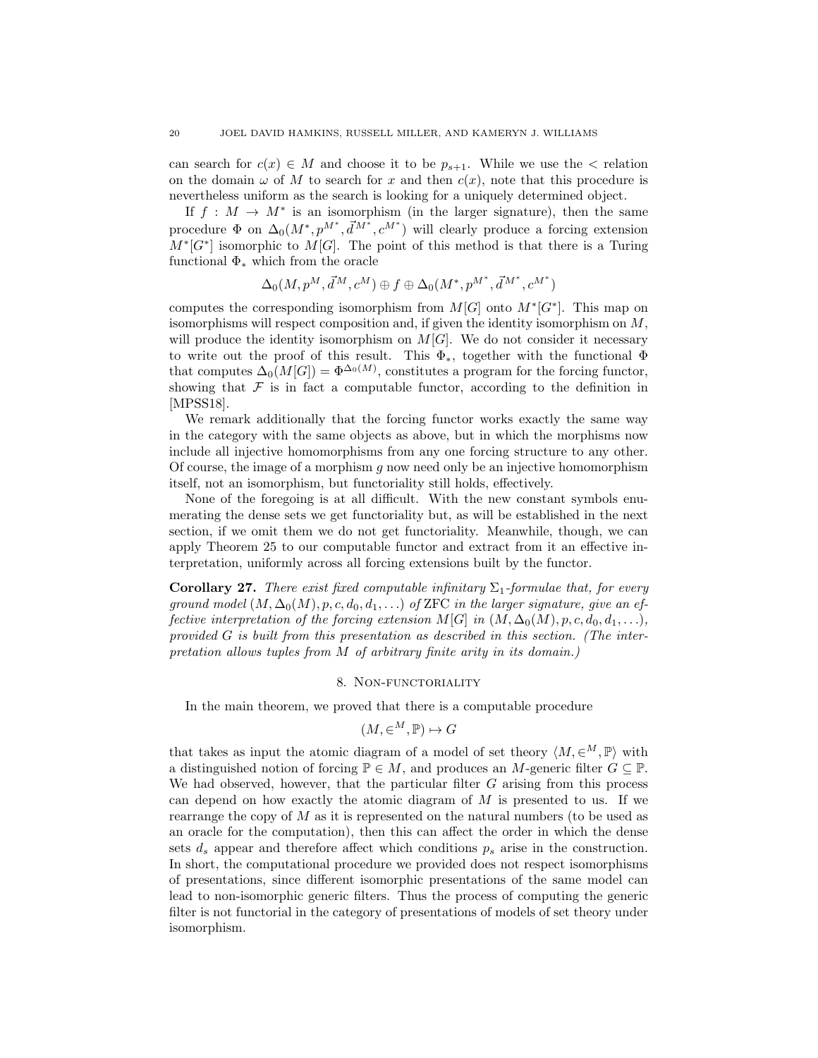can search for $c(x) \in M$ and choose it to be $p_{s+1}$. While we use the $<$ relation on the domain $\omega$ of $M$ to search for $x$ and then $c(x)$, note that this procedure is nevertheless uniform as the search is looking for a uniquely determined object.

If $f : M \to M^*$ is an isomorphism (in the larger signature), then the same procedure $\Phi$ on $\Delta_0(M^*, p^{M^*}, \vec{d}^{M^*}, c^{M^*})$ will clearly produce a forcing extension $M^*[G^*]$ isomorphic to $M[G]$. The point of this method is that there is a Turing functional $\Phi_*$ which from the oracle

$$\Delta_0(M, p^M, \vec{d}^M, c^M) \oplus f \oplus \Delta_0(M^*, p^{M^*}, \vec{d}^{M^*}, c^{M^*})$$

computes the corresponding isomorphism from $M[G]$ onto $M^*[G^*]$. This map on isomorphisms will respect composition and, if given the identity isomorphism on $M$, will produce the identity isomorphism on $M[G]$. We do not consider it necessary to write out the proof of this result. This $\Phi_*$, together with the functional $\Phi$ that computes $\Delta_0(M[G]) = \Phi^{\Delta_0(M)}$, constitutes a program for the forcing functor, showing that $\mathcal{F}$ is in fact a computable functor, according to the definition in [MPSS18].

We remark additionally that the forcing functor works exactly the same way in the category with the same objects as above, but in which the morphisms now include all injective homomorphisms from any one forcing structure to any other. Of course, the image of a morphism $g$ now need only be an injective homomorphism itself, not an isomorphism, but functoriality still holds, effectively.

None of the foregoing is at all difficult. With the new constant symbols enumerating the dense sets we get functoriality but, as will be established in the next section, if we omit them we do not get functoriality. Meanwhile, though, we can apply Theorem 25 to our computable functor and extract from it an effective interpretation, uniformly across all forcing extensions built by the functor.

**Corollary 27.** *There exist fixed computable infinitary $\Sigma_1$-formulae that, for every ground model $(M, \Delta_0(M), p, c, d_0, d_1, \ldots)$ of* ZFC *in the larger signature, give an effective interpretation of the forcing extension $M[G]$ in $(M, \Delta_0(M), p, c, d_0, d_1, \ldots)$, provided $G$ is built from this presentation as described in this section. (The interpretation allows tuples from $M$ of arbitrary finite arity in its domain.)*

## 8. Non-functoriality

In the main theorem, we proved that there is a computable procedure

$$(M, \in^M, \mathbb{P}) \mapsto G$$

that takes as input the atomic diagram of a model of set theory $\langle M, \in^M, \mathbb{P}\rangle$ with a distinguished notion of forcing $\mathbb{P} \in M$, and produces an $M$-generic filter $G \subseteq \mathbb{P}$. We had observed, however, that the particular filter $G$ arising from this process can depend on how exactly the atomic diagram of $M$ is presented to us. If we rearrange the copy of $M$ as it is represented on the natural numbers (to be used as an oracle for the computation), then this can affect the order in which the dense sets $d_s$ appear and therefore affect which conditions $p_s$ arise in the construction. In short, the computational procedure we provided does not respect isomorphisms of presentations, since different isomorphic presentations of the same model can lead to non-isomorphic generic filters. Thus the process of computing the generic filter is not functorial in the category of presentations of models of set theory under isomorphism.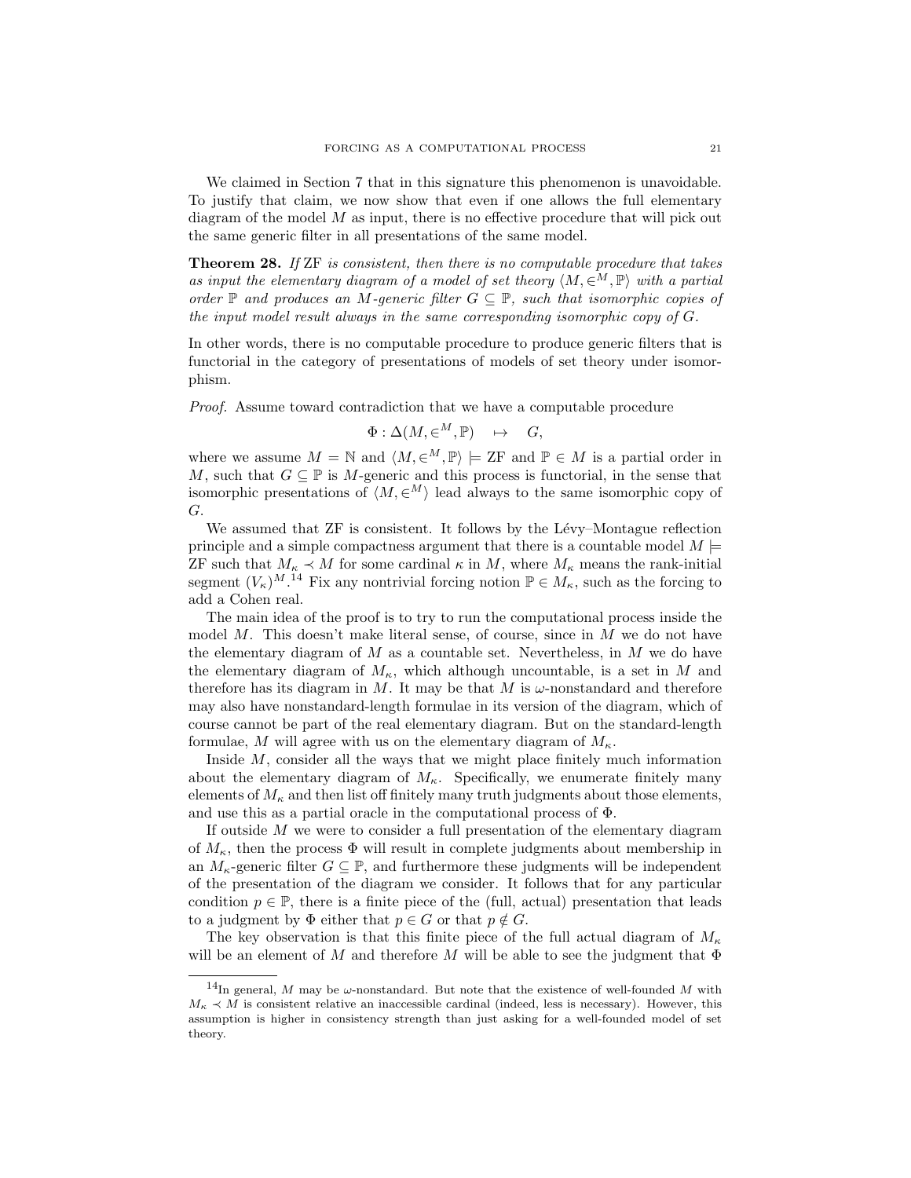We claimed in Section 7 that in this signature this phenomenon is unavoidable. To justify that claim, we now show that even if one allows the full elementary diagram of the model $M$ as input, there is no effective procedure that will pick out the same generic filter in all presentations of the same model.

**Theorem 28.** *If* ZF *is consistent, then there is no computable procedure that takes as input the elementary diagram of a model of set theory $\langle M, \in^M, \mathbb{P}\rangle$ with a partial order $\mathbb{P}$ and produces an $M$-generic filter $G \subseteq \mathbb{P}$, such that isomorphic copies of the input model result always in the same corresponding isomorphic copy of $G$.*

In other words, there is no computable procedure to produce generic filters that is functorial in the category of presentations of models of set theory under isomorphism.

*Proof.* Assume toward contradiction that we have a computable procedure

$$\Phi : \Delta(M, \in^M, \mathbb{P}) \quad \mapsto \quad G,$$

where we assume $M = \mathbb{N}$ and $\langle M, \in^M, \mathbb{P}\rangle \models \mathrm{ZF}$ and $\mathbb{P} \in M$ is a partial order in $M$, such that $G \subseteq \mathbb{P}$ is $M$-generic and this process is functorial, in the sense that isomorphic presentations of $\langle M, \in^M\rangle$ lead always to the same isomorphic copy of $G$.

We assumed that ZF is consistent. It follows by the Lévy–Montague reflection principle and a simple compactness argument that there is a countable model $M \models$ ZF such that $M_\kappa \prec M$ for some cardinal $\kappa$ in $M$, where $M_\kappa$ means the rank-initial segment $(V_\kappa)^M$.[14] Fix any nontrivial forcing notion $\mathbb{P} \in M_\kappa$, such as the forcing to add a Cohen real.

The main idea of the proof is to try to run the computational process inside the model $M$. This doesn't make literal sense, of course, since in $M$ we do not have the elementary diagram of $M$ as a countable set. Nevertheless, in $M$ we do have the elementary diagram of $M_\kappa$, which although uncountable, is a set in $M$ and therefore has its diagram in $M$. It may be that $M$ is $\omega$-nonstandard and therefore may also have nonstandard-length formulae in its version of the diagram, which of course cannot be part of the real elementary diagram. But on the standard-length formulae, $M$ will agree with us on the elementary diagram of $M_\kappa$.

Inside $M$, consider all the ways that we might place finitely much information about the elementary diagram of $M_\kappa$. Specifically, we enumerate finitely many elements of $M_\kappa$ and then list off finitely many truth judgments about those elements, and use this as a partial oracle in the computational process of $\Phi$.

If outside $M$ we were to consider a full presentation of the elementary diagram of $M_\kappa$, then the process $\Phi$ will result in complete judgments about membership in an $M_\kappa$-generic filter $G \subseteq \mathbb{P}$, and furthermore these judgments will be independent of the presentation of the diagram we consider. It follows that for any particular condition $p \in \mathbb{P}$, there is a finite piece of the (full, actual) presentation that leads to a judgment by $\Phi$ either that $p \in G$ or that $p \notin G$.

The key observation is that this finite piece of the full actual diagram of $M_\kappa$ will be an element of $M$ and therefore $M$ will be able to see the judgment that $\Phi$

[14] In general, $M$ may be $\omega$-nonstandard. But note that the existence of well-founded $M$ with $M_\kappa \prec M$ is consistent relative an inaccessible cardinal (indeed, less is necessary). However, this assumption is higher in consistency strength than just asking for a well-founded model of set theory.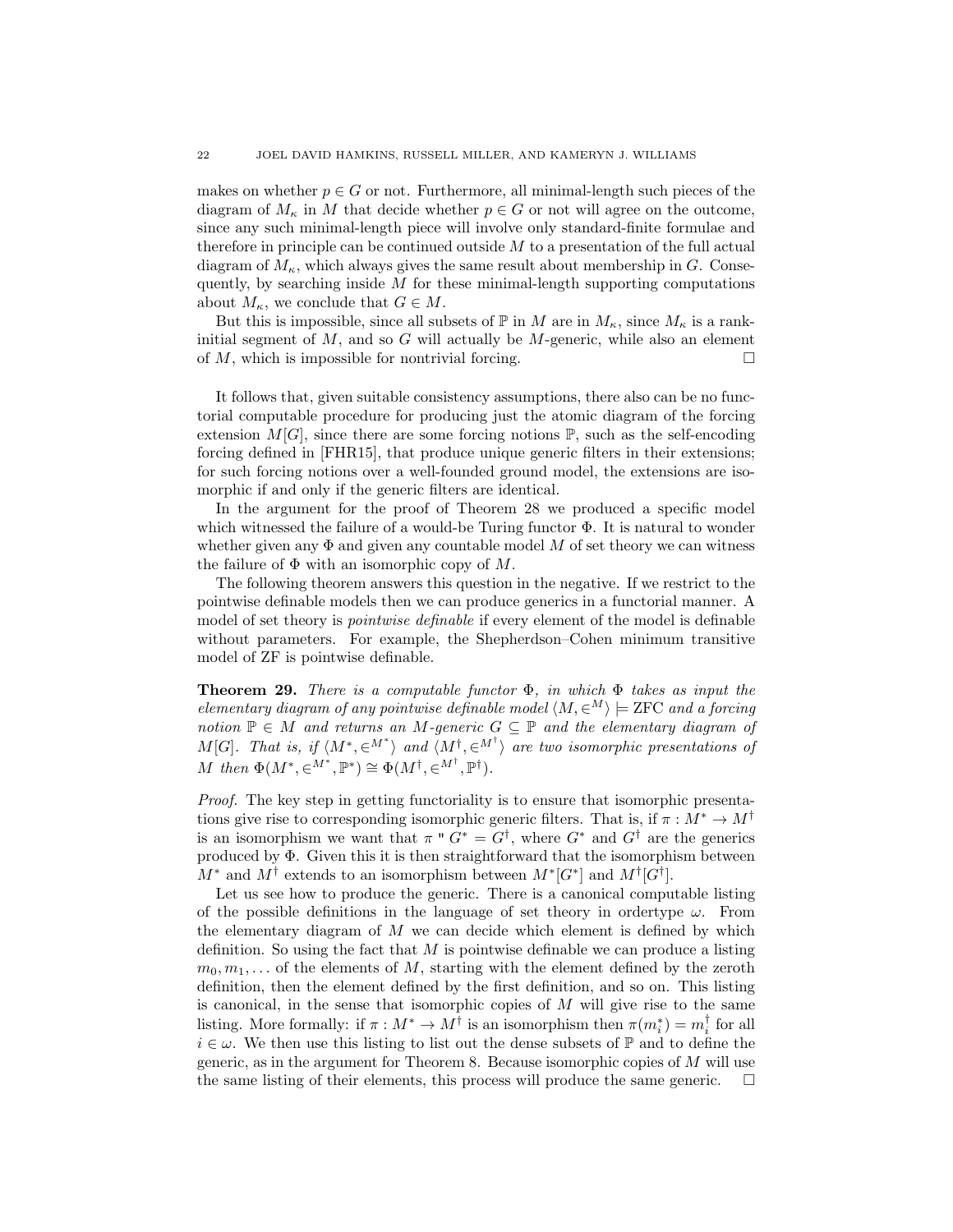makes on whether $p \in G$ or not. Furthermore, all minimal-length such pieces of the diagram of $M_\kappa$ in $M$ that decide whether $p \in G$ or not will agree on the outcome, since any such minimal-length piece will involve only standard-finite formulae and therefore in principle can be continued outside $M$ to a presentation of the full actual diagram of $M_\kappa$, which always gives the same result about membership in $G$. Consequently, by searching inside $M$ for these minimal-length supporting computations about $M_\kappa$, we conclude that $G \in M$.

But this is impossible, since all subsets of $\mathbb{P}$ in $M$ are in $M_\kappa$, since $M_\kappa$ is a rank-initial segment of $M$, and so $G$ will actually be $M$-generic, while also an element of $M$, which is impossible for nontrivial forcing. □

It follows that, given suitable consistency assumptions, there also can be no functorial computable procedure for producing just the atomic diagram of the forcing extension $M[G]$, since there are some forcing notions $\mathbb{P}$, such as the self-encoding forcing defined in [FHR15], that produce unique generic filters in their extensions; for such forcing notions over a well-founded ground model, the extensions are isomorphic if and only if the generic filters are identical.

In the argument for the proof of Theorem 28 we produced a specific model which witnessed the failure of a would-be Turing functor $\Phi$. It is natural to wonder whether given any $\Phi$ and given any countable model $M$ of set theory we can witness the failure of $\Phi$ with an isomorphic copy of $M$.

The following theorem answers this question in the negative. If we restrict to the pointwise definable models then we can produce generics in a functorial manner. A model of set theory is *pointwise definable* if every element of the model is definable without parameters. For example, the Shepherdson–Cohen minimum transitive model of ZF is pointwise definable.

**Theorem 29.** *There is a computable functor $\Phi$, in which $\Phi$ takes as input the elementary diagram of any pointwise definable model $\langle M, \in^M \rangle \models \mathrm{ZFC}$ and a forcing notion $\mathbb{P} \in M$ and returns an $M$-generic $G \subseteq \mathbb{P}$ and the elementary diagram of $M[G]$. That is, if $\langle M^*, \in^{M^*} \rangle$ and $\langle M^\dagger, \in^{M^\dagger} \rangle$ are two isomorphic presentations of $M$ then $\Phi(M^*, \in^{M^*}, \mathbb{P}^*) \cong \Phi(M^\dagger, \in^{M^\dagger}, \mathbb{P}^\dagger)$.*

*Proof.* The key step in getting functoriality is to ensure that isomorphic presentations give rise to corresponding isomorphic generic filters. That is, if $\pi : M^* \to M^\dagger$ is an isomorphism we want that $\pi \text{ " } G^* = G^\dagger$, where $G^*$ and $G^\dagger$ are the generics produced by $\Phi$. Given this it is then straightforward that the isomorphism between $M^*$ and $M^\dagger$ extends to an isomorphism between $M^*[G^*]$ and $M^\dagger[G^\dagger]$.

Let us see how to produce the generic. There is a canonical computable listing of the possible definitions in the language of set theory in ordertype $\omega$. From the elementary diagram of $M$ we can decide which element is defined by which definition. So using the fact that $M$ is pointwise definable we can produce a listing $m_0, m_1, \dots$ of the elements of $M$, starting with the element defined by the zeroth definition, then the element defined by the first definition, and so on. This listing is canonical, in the sense that isomorphic copies of $M$ will give rise to the same listing. More formally: if $\pi : M^* \to M^\dagger$ is an isomorphism then $\pi(m_i^*) = m_i^\dagger$ for all $i \in \omega$. We then use this listing to list out the dense subsets of $\mathbb{P}$ and to define the generic, as in the argument for Theorem 8. Because isomorphic copies of $M$ will use the same listing of their elements, this process will produce the same generic. □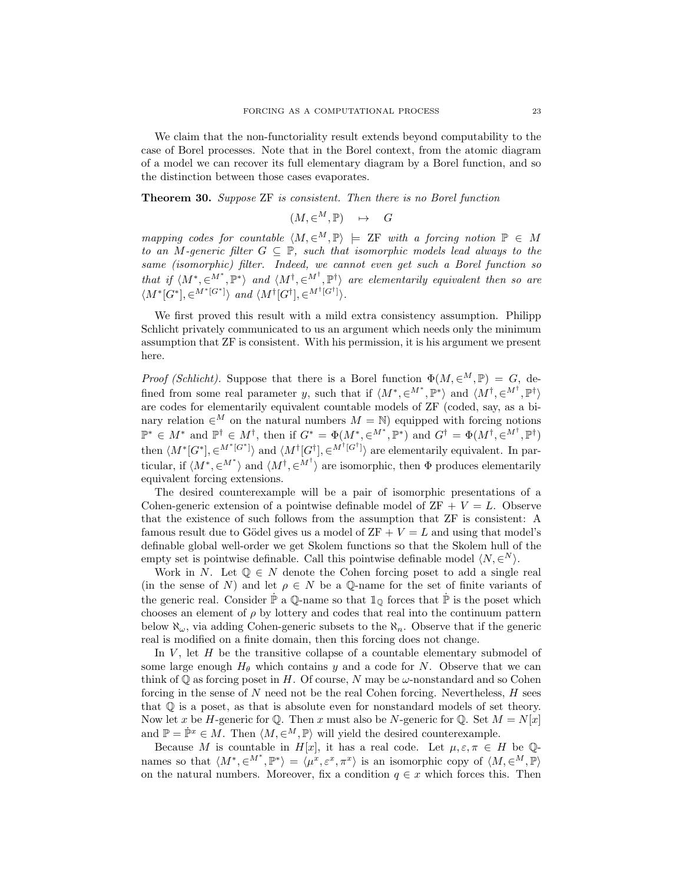We claim that the non-functoriality result extends beyond computability to the case of Borel processes. Note that in the Borel context, from the atomic diagram of a model we can recover its full elementary diagram by a Borel function, and so the distinction between those cases evaporates.

**Theorem 30.** *Suppose* ZF *is consistent. Then there is no Borel function*

$$(M, \in^M, \mathbb{P}) \quad \mapsto \quad G$$

*mapping codes for countable $\langle M, \in^M, \mathbb{P}\rangle \models$ ZF with a forcing notion $\mathbb{P} \in M$ to an $M$-generic filter $G \subseteq \mathbb{P}$, such that isomorphic models lead always to the same (isomorphic) filter. Indeed, we cannot even get such a Borel function so that if $\langle M^*, \in^{M^*}, \mathbb{P}^*\rangle$ and $\langle M^\dagger, \in^{M^\dagger}, \mathbb{P}^\dagger\rangle$ are elementarily equivalent then so are $\langle M^*[G^*], \in^{M^*[G^*]}\rangle$ and $\langle M^\dagger[G^\dagger], \in^{M^\dagger[G^\dagger]}\rangle$.*

We first proved this result with a mild extra consistency assumption. Philipp Schlicht privately communicated to us an argument which needs only the minimum assumption that ZF is consistent. With his permission, it is his argument we present here.

*Proof (Schlicht).* Suppose that there is a Borel function $\Phi(M, \in^M, \mathbb{P}) = G$, defined from some real parameter $y$, such that if $\langle M^*, \in^{M^*}, \mathbb{P}^*\rangle$ and $\langle M^\dagger, \in^{M^\dagger}, \mathbb{P}^\dagger\rangle$ are codes for elementarily equivalent countable models of ZF (coded, say, as a binary relation $\in^M$ on the natural numbers $M = \mathbb{N}$) equipped with forcing notions $\mathbb{P}^* \in M^*$ and $\mathbb{P}^\dagger \in M^\dagger$, then if $G^* = \Phi(M^*, \in^{M^*}, \mathbb{P}^*)$ and $G^\dagger = \Phi(M^\dagger, \in^{M^\dagger}, \mathbb{P}^\dagger)$ then $\langle M^*[G^*], \in^{M^*[G^*]}\rangle$ and $\langle M^\dagger[G^\dagger], \in^{M^\dagger[G^\dagger]}\rangle$ are elementarily equivalent. In particular, if $\langle M^*, \in^{M^*}\rangle$ and $\langle M^\dagger, \in^{M^\dagger}\rangle$ are isomorphic, then $\Phi$ produces elementarily equivalent forcing extensions.

The desired counterexample will be a pair of isomorphic presentations of a Cohen-generic extension of a pointwise definable model of ZF + $V = L$. Observe that the existence of such follows from the assumption that ZF is consistent: A famous result due to Gödel gives us a model of ZF + $V = L$ and using that model's definable global well-order we get Skolem functions so that the Skolem hull of the empty set is pointwise definable. Call this pointwise definable model $\langle N, \in^N\rangle$.

Work in $N$. Let $\mathbb{Q} \in N$ denote the Cohen forcing poset to add a single real (in the sense of $N$) and let $\rho \in N$ be a $\mathbb{Q}$-name for the set of finite variants of the generic real. Consider $\dot{\mathbb{P}}$ a $\mathbb{Q}$-name so that $\mathbb{1}_{\mathbb{Q}}$ forces that $\dot{\mathbb{P}}$ is the poset which chooses an element of $\rho$ by lottery and codes that real into the continuum pattern below $\aleph_\omega$, via adding Cohen-generic subsets to the $\aleph_n$. Observe that if the generic real is modified on a finite domain, then this forcing does not change.

In $V$, let $H$ be the transitive collapse of a countable elementary submodel of some large enough $H_\theta$ which contains $y$ and a code for $N$. Observe that we can think of $\mathbb{Q}$ as forcing poset in $H$. Of course, $N$ may be $\omega$-nonstandard and so Cohen forcing in the sense of $N$ need not be the real Cohen forcing. Nevertheless, $H$ sees that $\mathbb{Q}$ is a poset, as that is absolute even for nonstandard models of set theory. Now let $x$ be $H$-generic for $\mathbb{Q}$. Then $x$ must also be $N$-generic for $\mathbb{Q}$. Set $M = N[x]$ and $\mathbb{P} = \dot{\mathbb{P}}^x \in M$. Then $\langle M, \in^M, \mathbb{P}\rangle$ will yield the desired counterexample.

Because $M$ is countable in $H[x]$, it has a real code. Let $\mu, \varepsilon, \pi \in H$ be $\mathbb{Q}$-names so that $\langle M^*, \in^{M^*}, \mathbb{P}^*\rangle = \langle \mu^x, \varepsilon^x, \pi^x\rangle$ is an isomorphic copy of $\langle M, \in^M, \mathbb{P}\rangle$ on the natural numbers. Moreover, fix a condition $q \in x$ which forces this. Then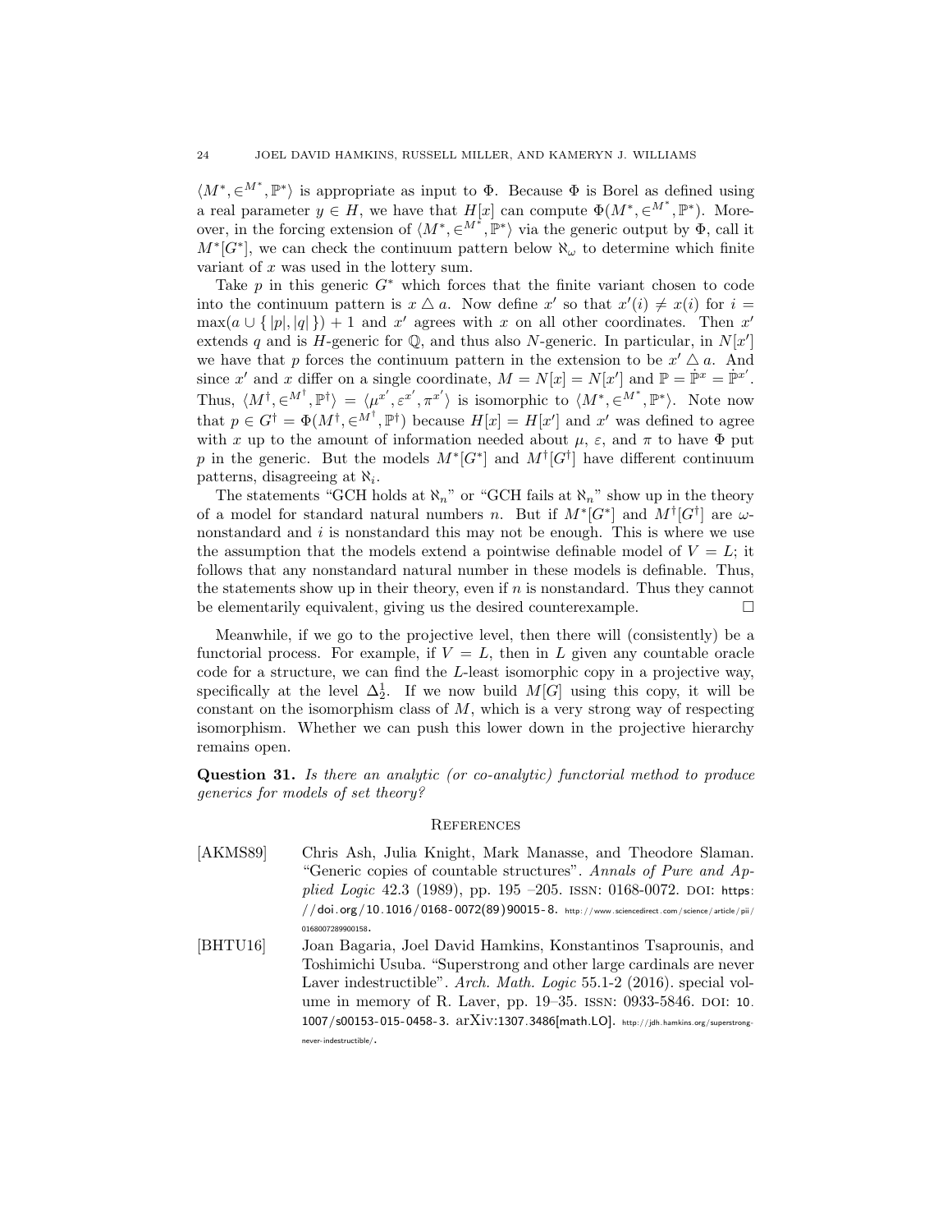$\langle M^*, \in^{M^*}, \mathbb{P}^* \rangle$ is appropriate as input to $\Phi$. Because $\Phi$ is Borel as defined using a real parameter $y \in H$, we have that $H[x]$ can compute $\Phi(M^*, \in^{M^*}, \mathbb{P}^*)$. Moreover, in the forcing extension of $\langle M^*, \in^{M^*}, \mathbb{P}^* \rangle$ via the generic output by $\Phi$, call it $M^*[G^*]$, we can check the continuum pattern below $\aleph_\omega$ to determine which finite variant of $x$ was used in the lottery sum.

Take $p$ in this generic $G^*$ which forces that the finite variant chosen to code into the continuum pattern is $x \triangle a$. Now define $x'$ so that $x'(i) \neq x(i)$ for $i = \max(a \cup \{ |p|, |q| \}) + 1$ and $x'$ agrees with $x$ on all other coordinates. Then $x'$ extends $q$ and is $H$-generic for $\mathbb{Q}$, and thus also $N$-generic. In particular, in $N[x']$ we have that $p$ forces the continuum pattern in the extension to be $x' \triangle a$. And since $x'$ and $x$ differ on a single coordinate, $M = N[x] = N[x']$ and $\mathbb{P} = \dot{\mathbb{P}}^x = \dot{\mathbb{P}}^{x'}$. Thus, $\langle M^\dagger, \in^{M^\dagger}, \mathbb{P}^\dagger \rangle = \langle \mu^{x'}, \varepsilon^{x'}, \pi^{x'} \rangle$ is isomorphic to $\langle M^*, \in^{M^*}, \mathbb{P}^* \rangle$. Note now that $p \in G^\dagger = \Phi(M^\dagger, \in^{M^\dagger}, \mathbb{P}^\dagger)$ because $H[x] = H[x']$ and $x'$ was defined to agree with $x$ up to the amount of information needed about $\mu$, $\varepsilon$, and $\pi$ to have $\Phi$ put $p$ in the generic. But the models $M^*[G^*]$ and $M^\dagger[G^\dagger]$ have different continuum patterns, disagreeing at $\aleph_i$.

The statements "GCH holds at $\aleph_n$" or "GCH fails at $\aleph_n$" show up in the theory of a model for standard natural numbers $n$. But if $M^*[G^*]$ and $M^\dagger[G^\dagger]$ are $\omega$-nonstandard and $i$ is nonstandard this may not be enough. This is where we use the assumption that the models extend a pointwise definable model of $V = L$; it follows that any nonstandard natural number in these models is definable. Thus, the statements show up in their theory, even if $n$ is nonstandard. Thus they cannot be elementarily equivalent, giving us the desired counterexample. □

Meanwhile, if we go to the projective level, then there will (consistently) be a functorial process. For example, if $V = L$, then in $L$ given any countable oracle code for a structure, we can find the $L$-least isomorphic copy in a projective way, specifically at the level $\Delta^1_2$. If we now build $M[G]$ using this copy, it will be constant on the isomorphism class of $M$, which is a very strong way of respecting isomorphism. Whether we can push this lower down in the projective hierarchy remains open.

**Question 31.** *Is there an analytic (or co-analytic) functorial method to produce generics for models of set theory?*

## References

[AKMS89] Chris Ash, Julia Knight, Mark Manasse, and Theodore Slaman. "Generic copies of countable structures". *Annals of Pure and Applied Logic* 42.3 (1989), pp. 195 –205. ISSN: 0168-0072. DOI: https://doi.org/10.1016/0168-0072(89)90015-8. http://www.sciencedirect.com/science/article/pii/0168007289900158.

[BHTU16] Joan Bagaria, Joel David Hamkins, Konstantinos Tsaprounis, and Toshimichi Usuba. "Superstrong and other large cardinals are never Laver indestructible". *Arch. Math. Logic* 55.1-2 (2016). special volume in memory of R. Laver, pp. 19–35. ISSN: 0933-5846. DOI: 10.1007/s00153-015-0458-3. arXiv:1307.3486[math.LO]. http://jdh.hamkins.org/superstrong-never-indestructible/.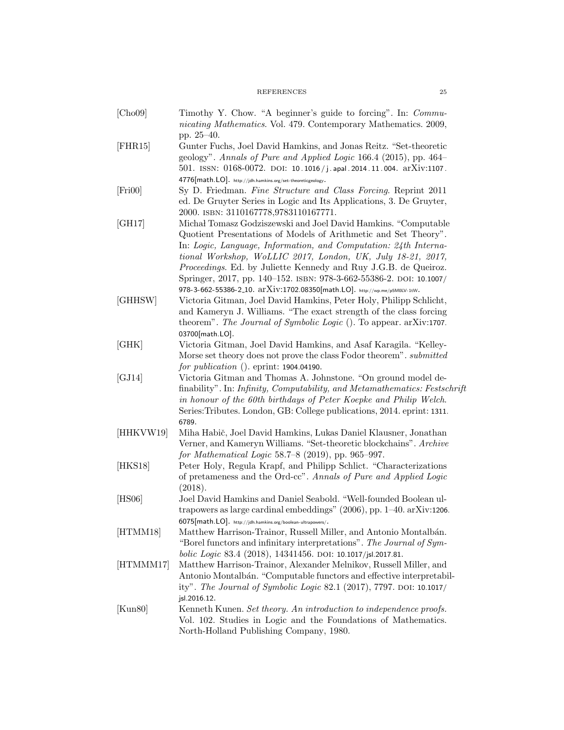- [Cho09] Timothy Y. Chow. "A beginner's guide to forcing". In: *Communicating Mathematics*. Vol. 479. Contemporary Mathematics. 2009, pp. 25–40.
- [FHR15] Gunter Fuchs, Joel David Hamkins, and Jonas Reitz. "Set-theoretic geology". *Annals of Pure and Applied Logic* 166.4 (2015), pp. 464–501. ISSN: 0168-0072. DOI: 10.1016/j.apal.2014.11.004. arXiv:1107.4776[math.LO]. http://jdh.hamkins.org/set-theoreticgeology.
- [Fri00] Sy D. Friedman. *Fine Structure and Class Forcing*. Reprint 2011 ed. De Gruyter Series in Logic and Its Applications, 3. De Gruyter, 2000. ISBN: 3110167778,9783110167771.
- [GH17] Michał Tomasz Godziszewski and Joel David Hamkins. "Computable Quotient Presentations of Models of Arithmetic and Set Theory". In: *Logic, Language, Information, and Computation: 24th International Workshop, WoLLIC 2017, London, UK, July 18-21, 2017, Proceedings*. Ed. by Juliette Kennedy and Ruy J.G.B. de Queiroz. Springer, 2017, pp. 140–152. ISBN: 978-3-662-55386-2. DOI: 10.1007/978-3-662-55386-2_10. arXiv:1702.08350[math.LO]. http://wp.me/p5M0LV-1tW.
- [GHHSW] Victoria Gitman, Joel David Hamkins, Peter Holy, Philipp Schlicht, and Kameryn J. Williams. "The exact strength of the class forcing theorem". *The Journal of Symbolic Logic* (). To appear. arXiv:1707.03700[math.LO].
- [GHK] Victoria Gitman, Joel David Hamkins, and Asaf Karagila. "Kelley-Morse set theory does not prove the class Fodor theorem". *submitted for publication* (). eprint: 1904.04190.
- [GJ14] Victoria Gitman and Thomas A. Johnstone. "On ground model definability". In: *Infinity, Computability, and Metamathematics: Festschrift in honour of the 60th birthdays of Peter Koepke and Philip Welch*. Series:Tributes. London, GB: College publications, 2014. eprint: 1311.6789.
- [HHKVW19] Miha Habič, Joel David Hamkins, Lukas Daniel Klausner, Jonathan Verner, and Kameryn Williams. "Set-theoretic blockchains". *Archive for Mathematical Logic* 58.7–8 (2019), pp. 965–997.
- [HKS18] Peter Holy, Regula Krapf, and Philipp Schlict. "Characterizations of pretameness and the Ord-cc". *Annals of Pure and Applied Logic* (2018).
- [HS06] Joel David Hamkins and Daniel Seabold. "Well-founded Boolean ultrapowers as large cardinal embeddings" (2006), pp. 1–40. arXiv:1206.6075[math.LO]. http://jdh.hamkins.org/boolean-ultrapowers/.
- [HTMM18] Matthew Harrison-Trainor, Russell Miller, and Antonio Montalbán. "Borel functors and infinitary interpretations". *The Journal of Symbolic Logic* 83.4 (2018), 14341456. DOI: 10.1017/jsl.2017.81.
- [HTMMM17] Matthew Harrison-Trainor, Alexander Melnikov, Russell Miller, and Antonio Montalbán. "Computable functors and effective interpretability". *The Journal of Symbolic Logic* 82.1 (2017), 7797. DOI: 10.1017/jsl.2016.12.
- [Kun80] Kenneth Kunen. *Set theory. An introduction to independence proofs.* Vol. 102. Studies in Logic and the Foundations of Mathematics. North-Holland Publishing Company, 1980.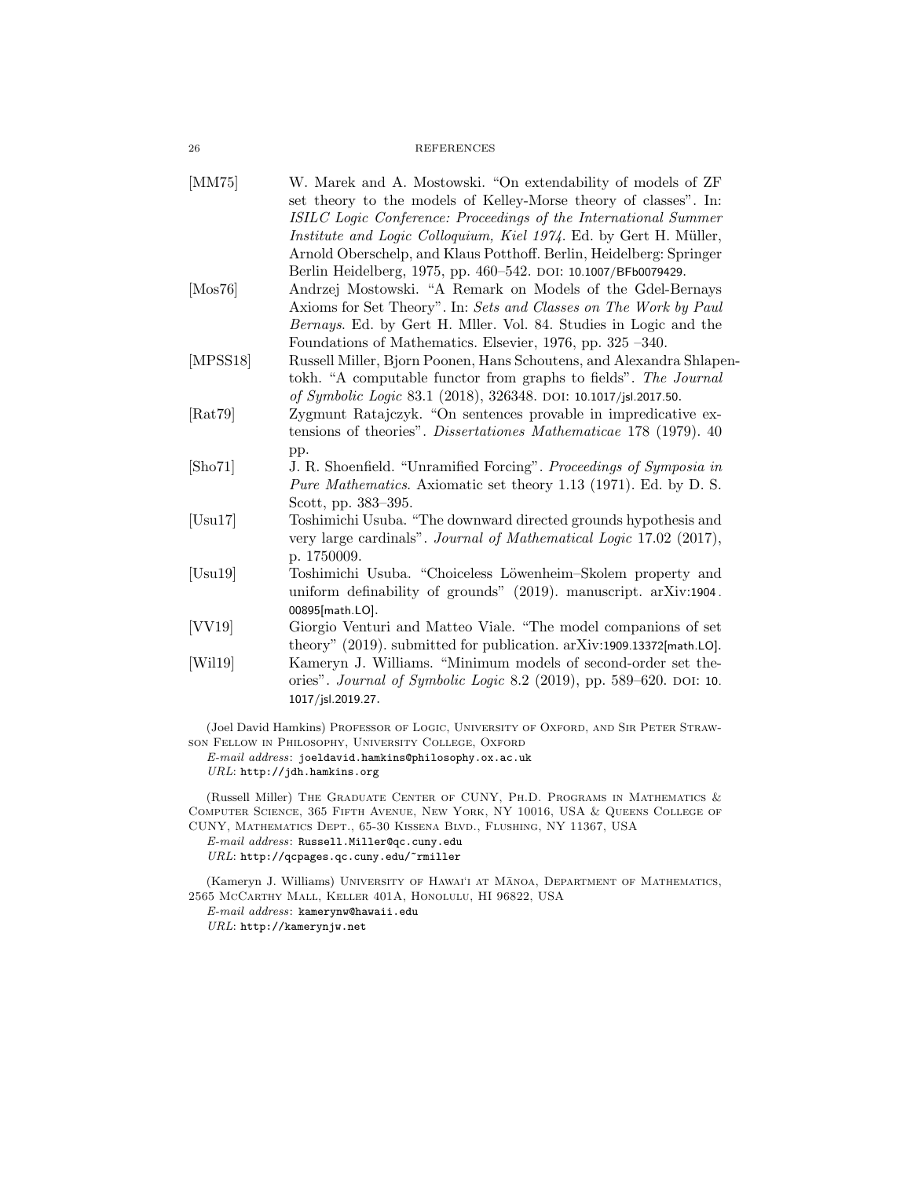[MM75] W. Marek and A. Mostowski. "On extendability of models of ZF set theory to the models of Kelley-Morse theory of classes". In: *ISILC Logic Conference: Proceedings of the International Summer Institute and Logic Colloquium, Kiel 1974*. Ed. by Gert H. Müller, Arnold Oberschelp, and Klaus Potthoff. Berlin, Heidelberg: Springer Berlin Heidelberg, 1975, pp. 460–542. DOI: 10.1007/BFb0079429.

[Mos76] Andrzej Mostowski. "A Remark on Models of the Gdel-Bernays Axioms for Set Theory". In: *Sets and Classes on The Work by Paul Bernays*. Ed. by Gert H. Mller. Vol. 84. Studies in Logic and the Foundations of Mathematics. Elsevier, 1976, pp. 325 –340.

[MPSS18] Russell Miller, Bjorn Poonen, Hans Schoutens, and Alexandra Shlapentokh. "A computable functor from graphs to fields". *The Journal of Symbolic Logic* 83.1 (2018), 326348. DOI: 10.1017/jsl.2017.50.

[Rat79] Zygmunt Ratajczyk. "On sentences provable in impredicative extensions of theories". *Dissertationes Mathematicae* 178 (1979). 40 pp.

[Sho71] J. R. Shoenfield. "Unramified Forcing". *Proceedings of Symposia in Pure Mathematics*. Axiomatic set theory 1.13 (1971). Ed. by D. S. Scott, pp. 383–395.

[Usu17] Toshimichi Usuba. "The downward directed grounds hypothesis and very large cardinals". *Journal of Mathematical Logic* 17.02 (2017), p. 1750009.

[Usu19] Toshimichi Usuba. "Choiceless Löwenheim–Skolem property and uniform definability of grounds" (2019). manuscript. arXiv:1904.00895[math.LO].

[VV19] Giorgio Venturi and Matteo Viale. "The model companions of set theory" (2019). submitted for publication. arXiv:1909.13372[math.LO].

[Wil19] Kameryn J. Williams. "Minimum models of second-order set theories". *Journal of Symbolic Logic* 8.2 (2019), pp. 589–620. DOI: 10.1017/jsl.2019.27.

(Joel David Hamkins) Professor of Logic, University of Oxford, and Sir Peter Strawson Fellow in Philosophy, University College, Oxford
*E-mail address*: joeldavid.hamkins@philosophy.ox.ac.uk
*URL*: http://jdh.hamkins.org

(Russell Miller) The Graduate Center of CUNY, Ph.D. Programs in Mathematics & Computer Science, 365 Fifth Avenue, New York, NY 10016, USA & Queens College of CUNY, Mathematics Dept., 65-30 Kissena Blvd., Flushing, NY 11367, USA
*E-mail address*: Russell.Miller@qc.cuny.edu
*URL*: http://qcpages.qc.cuny.edu/~rmiller

(Kameryn J. Williams) University of Hawai'i at Mānoa, Department of Mathematics, 2565 McCarthy Mall, Keller 401A, Honolulu, HI 96822, USA
*E-mail address*: kamerynw@hawaii.edu
*URL*: http://kamerynjw.net